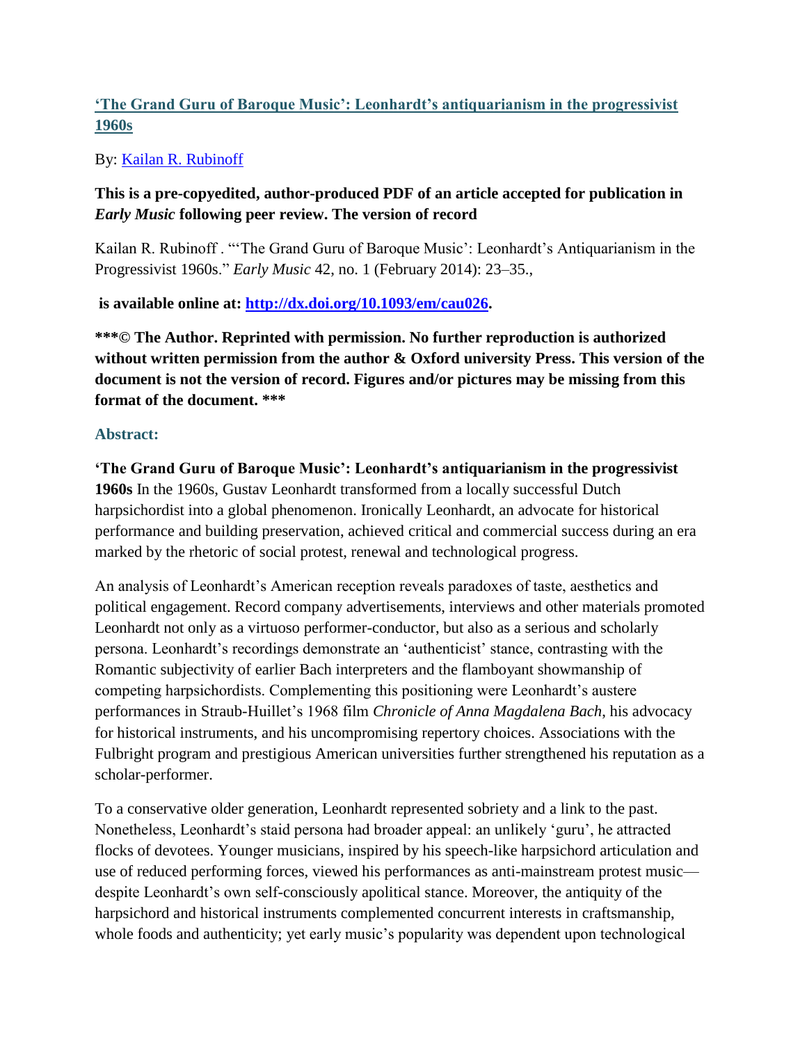# ['The Grand Guru of Baroque Music': Leonhardt's antiquarianism in the progressivist 1960s](http://dx.doi.org/10.1093/em/cau026)

By: [Kailan R. Rubinoff](#)

**This is a pre-copyedited, author-produced PDF of an article accepted for publication in *Early Music* following peer review. The version of record**

Kailan R. Rubinoff . "'The Grand Guru of Baroque Music': Leonhardt's Antiquarianism in the Progressivist 1960s." *Early Music* 42, no. 1 (February 2014): 23–35.,

**is available online at: [http://dx.doi.org/10.1093/em/cau026](http://dx.doi.org/10.1093/em/cau026).**

**\*\*\*© The Author. Reprinted with permission. No further reproduction is authorized without written permission from the author & Oxford university Press. This version of the document is not the version of record. Figures and/or pictures may be missing from this format of the document. \*\*\***

## Abstract:

**'The Grand Guru of Baroque Music': Leonhardt's antiquarianism in the progressivist 1960s** In the 1960s, Gustav Leonhardt transformed from a locally successful Dutch harpsichordist into a global phenomenon. Ironically Leonhardt, an advocate for historical performance and building preservation, achieved critical and commercial success during an era marked by the rhetoric of social protest, renewal and technological progress.

An analysis of Leonhardt's American reception reveals paradoxes of taste, aesthetics and political engagement. Record company advertisements, interviews and other materials promoted Leonhardt not only as a virtuoso performer-conductor, but also as a serious and scholarly persona. Leonhardt's recordings demonstrate an 'authenticist' stance, contrasting with the Romantic subjectivity of earlier Bach interpreters and the flamboyant showmanship of competing harpsichordists. Complementing this positioning were Leonhardt's austere performances in Straub-Huillet's 1968 film *Chronicle of Anna Magdalena Bach*, his advocacy for historical instruments, and his uncompromising repertory choices. Associations with the Fulbright program and prestigious American universities further strengthened his reputation as a scholar-performer.

To a conservative older generation, Leonhardt represented sobriety and a link to the past. Nonetheless, Leonhardt's staid persona had broader appeal: an unlikely 'guru', he attracted flocks of devotees. Younger musicians, inspired by his speech-like harpsichord articulation and use of reduced performing forces, viewed his performances as anti-mainstream protest music—despite Leonhardt's own self-consciously apolitical stance. Moreover, the antiquity of the harpsichord and historical instruments complemented concurrent interests in craftsmanship, whole foods and authenticity; yet early music's popularity was dependent upon technological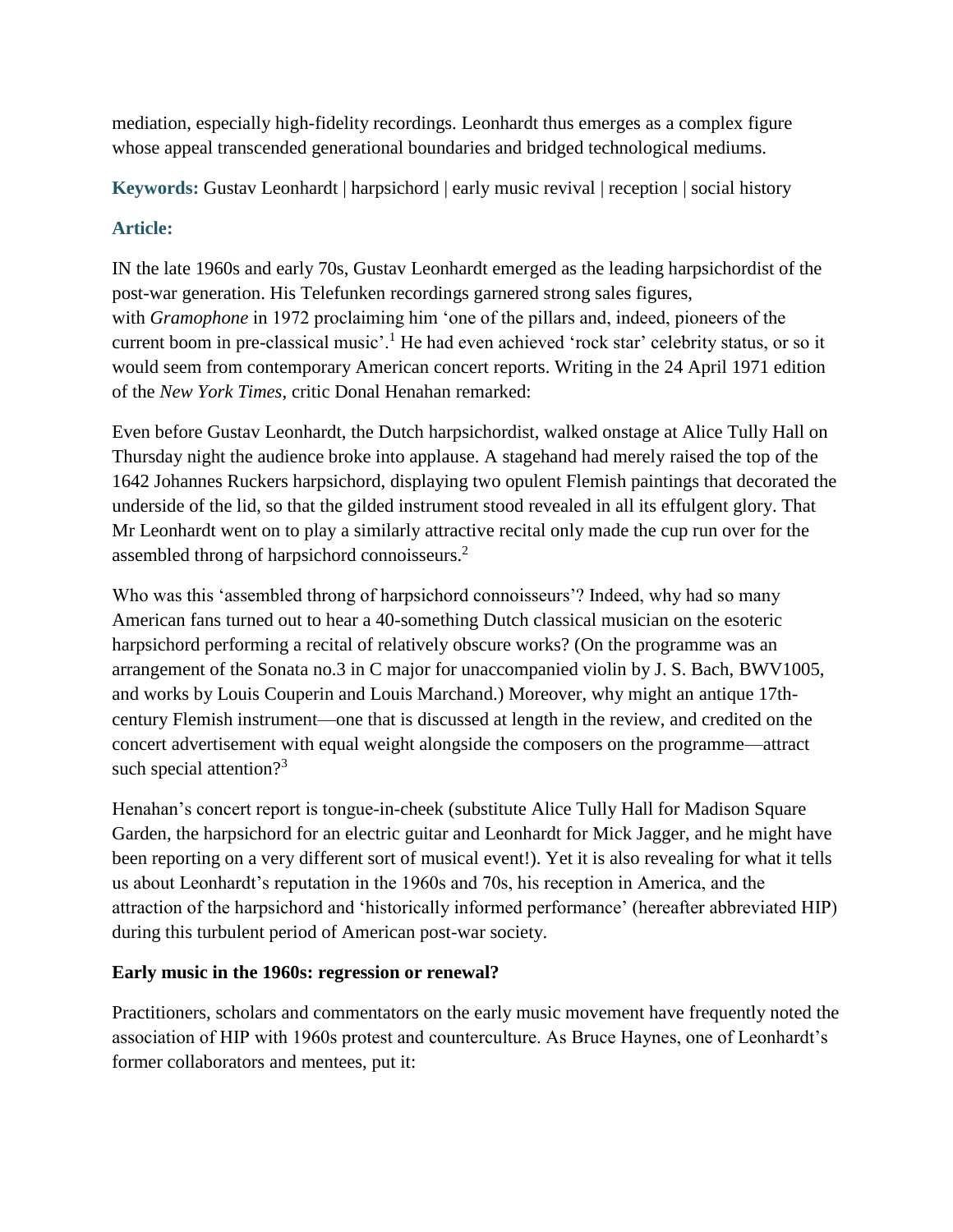mediation, especially high-fidelity recordings. Leonhardt thus emerges as a complex figure whose appeal transcended generational boundaries and bridged technological mediums.

**Keywords:** Gustav Leonhardt | harpsichord | early music revival | reception | social history

**Article:**

IN the late 1960s and early 70s, Gustav Leonhardt emerged as the leading harpsichordist of the post-war generation. His Telefunken recordings garnered strong sales figures, with *Gramophone* in 1972 proclaiming him 'one of the pillars and, indeed, pioneers of the current boom in pre-classical music'.[1] He had even achieved 'rock star' celebrity status, or so it would seem from contemporary American concert reports. Writing in the 24 April 1971 edition of the *New York Times*, critic Donal Henahan remarked:

Even before Gustav Leonhardt, the Dutch harpsichordist, walked onstage at Alice Tully Hall on Thursday night the audience broke into applause. A stagehand had merely raised the top of the 1642 Johannes Ruckers harpsichord, displaying two opulent Flemish paintings that decorated the underside of the lid, so that the gilded instrument stood revealed in all its effulgent glory. That Mr Leonhardt went on to play a similarly attractive recital only made the cup run over for the assembled throng of harpsichord connoisseurs.[2]

Who was this 'assembled throng of harpsichord connoisseurs'? Indeed, why had so many American fans turned out to hear a 40-something Dutch classical musician on the esoteric harpsichord performing a recital of relatively obscure works? (On the programme was an arrangement of the Sonata no.3 in C major for unaccompanied violin by J. S. Bach, BWV1005, and works by Louis Couperin and Louis Marchand.) Moreover, why might an antique 17th-century Flemish instrument—one that is discussed at length in the review, and credited on the concert advertisement with equal weight alongside the composers on the programme—attract such special attention?[3]

Henahan's concert report is tongue-in-cheek (substitute Alice Tully Hall for Madison Square Garden, the harpsichord for an electric guitar and Leonhardt for Mick Jagger, and he might have been reporting on a very different sort of musical event!). Yet it is also revealing for what it tells us about Leonhardt's reputation in the 1960s and 70s, his reception in America, and the attraction of the harpsichord and 'historically informed performance' (hereafter abbreviated HIP) during this turbulent period of American post-war society.

**Early music in the 1960s: regression or renewal?**

Practitioners, scholars and commentators on the early music movement have frequently noted the association of HIP with 1960s protest and counterculture. As Bruce Haynes, one of Leonhardt's former collaborators and mentees, put it: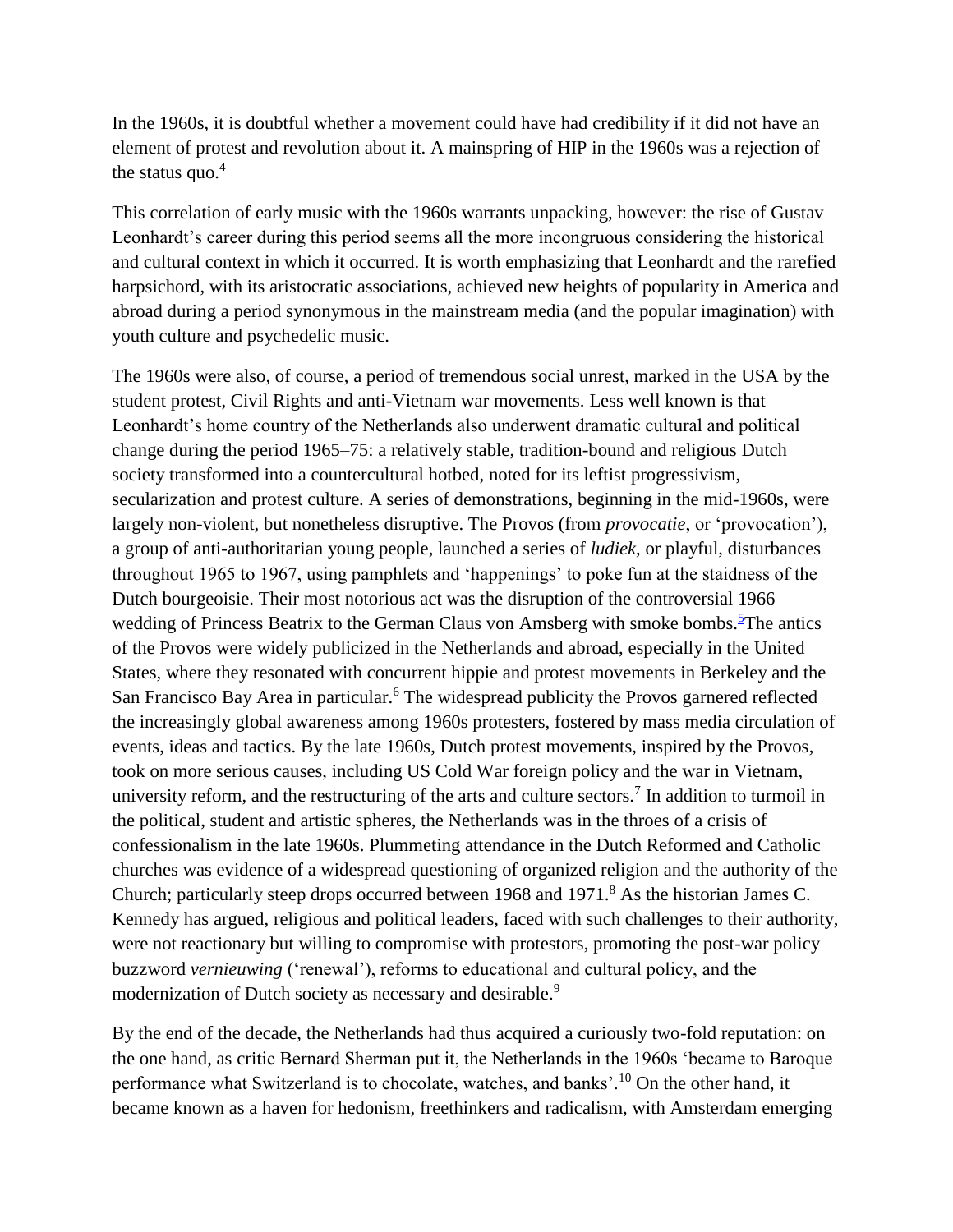In the 1960s, it is doubtful whether a movement could have had credibility if it did not have an element of protest and revolution about it. A mainspring of HIP in the 1960s was a rejection of the status quo.[4]

This correlation of early music with the 1960s warrants unpacking, however: the rise of Gustav Leonhardt's career during this period seems all the more incongruous considering the historical and cultural context in which it occurred. It is worth emphasizing that Leonhardt and the rarefied harpsichord, with its aristocratic associations, achieved new heights of popularity in America and abroad during a period synonymous in the mainstream media (and the popular imagination) with youth culture and psychedelic music.

The 1960s were also, of course, a period of tremendous social unrest, marked in the USA by the student protest, Civil Rights and anti-Vietnam war movements. Less well known is that Leonhardt's home country of the Netherlands also underwent dramatic cultural and political change during the period 1965–75: a relatively stable, tradition-bound and religious Dutch society transformed into a countercultural hotbed, noted for its leftist progressivism, secularization and protest culture. A series of demonstrations, beginning in the mid-1960s, were largely non-violent, but nonetheless disruptive. The Provos (from *provocatie*, or 'provocation'), a group of anti-authoritarian young people, launched a series of *ludiek*, or playful, disturbances throughout 1965 to 1967, using pamphlets and 'happenings' to poke fun at the staidness of the Dutch bourgeoisie. Their most notorious act was the disruption of the controversial 1966 wedding of Princess Beatrix to the German Claus von Amsberg with smoke bombs.[5] The antics of the Provos were widely publicized in the Netherlands and abroad, especially in the United States, where they resonated with concurrent hippie and protest movements in Berkeley and the San Francisco Bay Area in particular.[6] The widespread publicity the Provos garnered reflected the increasingly global awareness among 1960s protesters, fostered by mass media circulation of events, ideas and tactics. By the late 1960s, Dutch protest movements, inspired by the Provos, took on more serious causes, including US Cold War foreign policy and the war in Vietnam, university reform, and the restructuring of the arts and culture sectors.[7] In addition to turmoil in the political, student and artistic spheres, the Netherlands was in the throes of a crisis of confessionalism in the late 1960s. Plummeting attendance in the Dutch Reformed and Catholic churches was evidence of a widespread questioning of organized religion and the authority of the Church; particularly steep drops occurred between 1968 and 1971.[8] As the historian James C. Kennedy has argued, religious and political leaders, faced with such challenges to their authority, were not reactionary but willing to compromise with protestors, promoting the post-war policy buzzword *vernieuwing* ('renewal'), reforms to educational and cultural policy, and the modernization of Dutch society as necessary and desirable.[9]

By the end of the decade, the Netherlands had thus acquired a curiously two-fold reputation: on the one hand, as critic Bernard Sherman put it, the Netherlands in the 1960s 'became to Baroque performance what Switzerland is to chocolate, watches, and banks'.[10] On the other hand, it became known as a haven for hedonism, freethinkers and radicalism, with Amsterdam emerging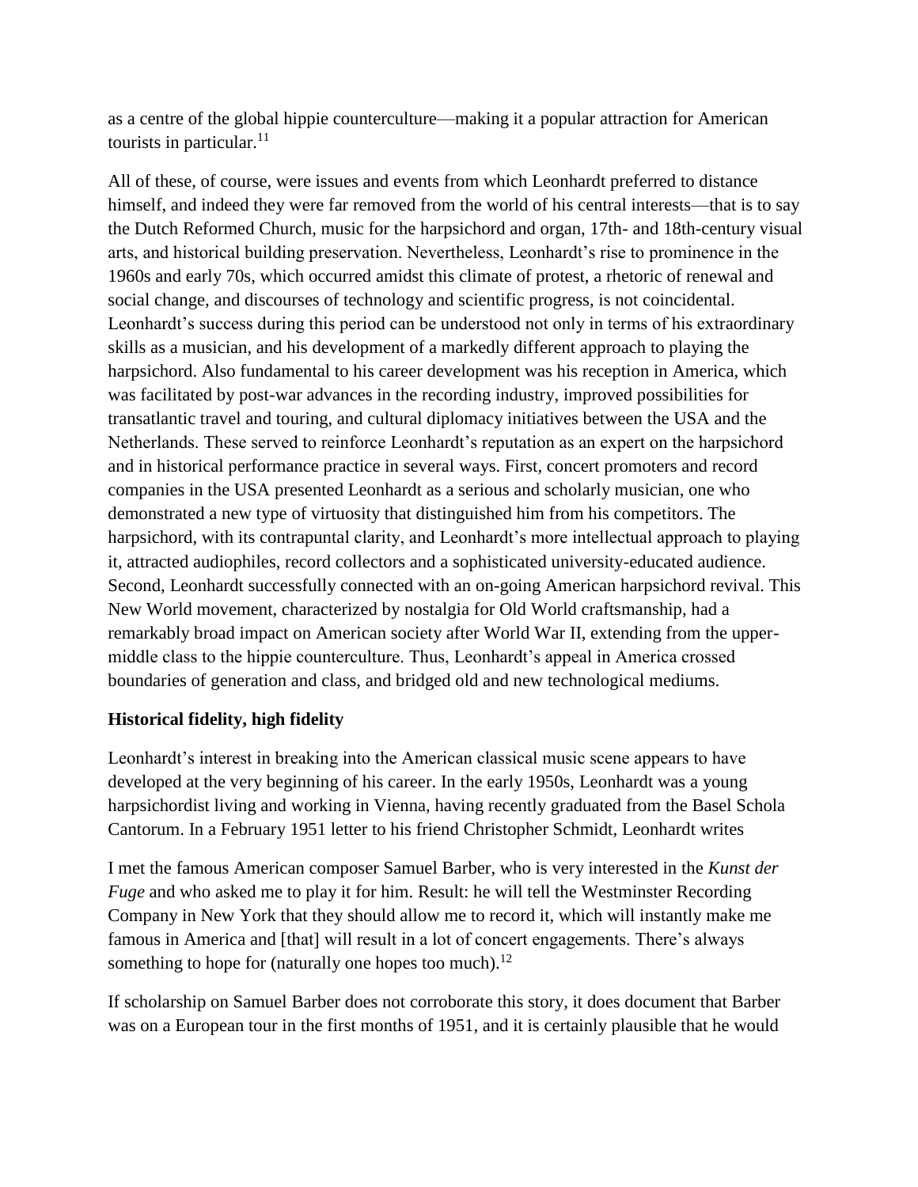as a centre of the global hippie counterculture—making it a popular attraction for American tourists in particular.[11]

All of these, of course, were issues and events from which Leonhardt preferred to distance himself, and indeed they were far removed from the world of his central interests—that is to say the Dutch Reformed Church, music for the harpsichord and organ, 17th- and 18th-century visual arts, and historical building preservation. Nevertheless, Leonhardt's rise to prominence in the 1960s and early 70s, which occurred amidst this climate of protest, a rhetoric of renewal and social change, and discourses of technology and scientific progress, is not coincidental. Leonhardt's success during this period can be understood not only in terms of his extraordinary skills as a musician, and his development of a markedly different approach to playing the harpsichord. Also fundamental to his career development was his reception in America, which was facilitated by post-war advances in the recording industry, improved possibilities for transatlantic travel and touring, and cultural diplomacy initiatives between the USA and the Netherlands. These served to reinforce Leonhardt's reputation as an expert on the harpsichord and in historical performance practice in several ways. First, concert promoters and record companies in the USA presented Leonhardt as a serious and scholarly musician, one who demonstrated a new type of virtuosity that distinguished him from his competitors. The harpsichord, with its contrapuntal clarity, and Leonhardt's more intellectual approach to playing it, attracted audiophiles, record collectors and a sophisticated university-educated audience. Second, Leonhardt successfully connected with an on-going American harpsichord revival. This New World movement, characterized by nostalgia for Old World craftsmanship, had a remarkably broad impact on American society after World War II, extending from the upper-middle class to the hippie counterculture. Thus, Leonhardt's appeal in America crossed boundaries of generation and class, and bridged old and new technological mediums.

## Historical fidelity, high fidelity

Leonhardt's interest in breaking into the American classical music scene appears to have developed at the very beginning of his career. In the early 1950s, Leonhardt was a young harpsichordist living and working in Vienna, having recently graduated from the Basel Schola Cantorum. In a February 1951 letter to his friend Christopher Schmidt, Leonhardt writes

I met the famous American composer Samuel Barber, who is very interested in the *Kunst der Fuge* and who asked me to play it for him. Result: he will tell the Westminster Recording Company in New York that they should allow me to record it, which will instantly make me famous in America and [that] will result in a lot of concert engagements. There's always something to hope for (naturally one hopes too much).[12]

If scholarship on Samuel Barber does not corroborate this story, it does document that Barber was on a European tour in the first months of 1951, and it is certainly plausible that he would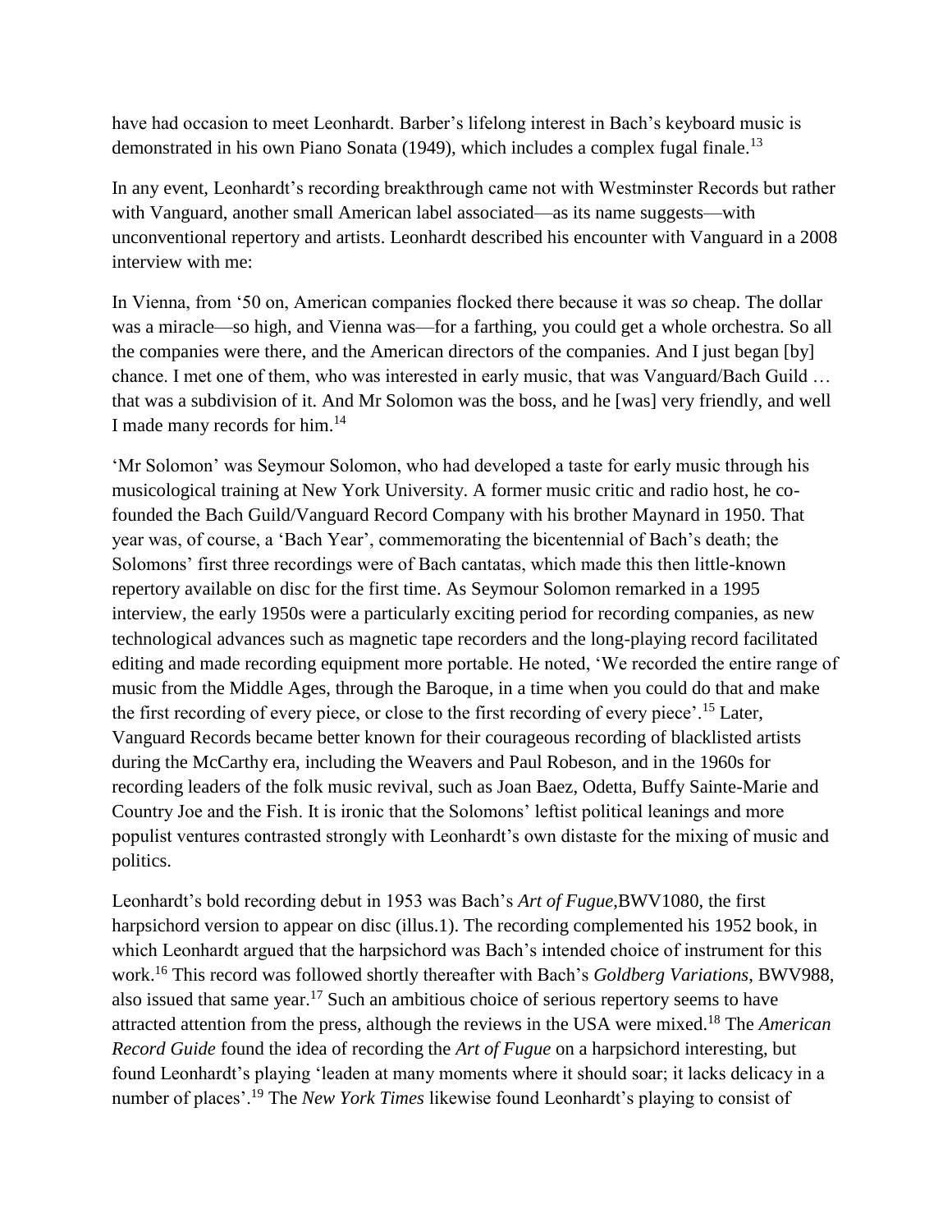have had occasion to meet Leonhardt. Barber's lifelong interest in Bach's keyboard music is demonstrated in his own Piano Sonata (1949), which includes a complex fugal finale.[13]

In any event, Leonhardt's recording breakthrough came not with Westminster Records but rather with Vanguard, another small American label associated—as its name suggests—with unconventional repertory and artists. Leonhardt described his encounter with Vanguard in a 2008 interview with me:

In Vienna, from '50 on, American companies flocked there because it was *so* cheap. The dollar was a miracle—so high, and Vienna was—for a farthing, you could get a whole orchestra. So all the companies were there, and the American directors of the companies. And I just began [by] chance. I met one of them, who was interested in early music, that was Vanguard/Bach Guild … that was a subdivision of it. And Mr Solomon was the boss, and he [was] very friendly, and well I made many records for him.[14]

'Mr Solomon' was Seymour Solomon, who had developed a taste for early music through his musicological training at New York University. A former music critic and radio host, he co-founded the Bach Guild/Vanguard Record Company with his brother Maynard in 1950. That year was, of course, a 'Bach Year', commemorating the bicentennial of Bach's death; the Solomons' first three recordings were of Bach cantatas, which made this then little-known repertory available on disc for the first time. As Seymour Solomon remarked in a 1995 interview, the early 1950s were a particularly exciting period for recording companies, as new technological advances such as magnetic tape recorders and the long-playing record facilitated editing and made recording equipment more portable. He noted, 'We recorded the entire range of music from the Middle Ages, through the Baroque, in a time when you could do that and make the first recording of every piece, or close to the first recording of every piece'.[15] Later, Vanguard Records became better known for their courageous recording of blacklisted artists during the McCarthy era, including the Weavers and Paul Robeson, and in the 1960s for recording leaders of the folk music revival, such as Joan Baez, Odetta, Buffy Sainte-Marie and Country Joe and the Fish. It is ironic that the Solomons' leftist political leanings and more populist ventures contrasted strongly with Leonhardt's own distaste for the mixing of music and politics.

Leonhardt's bold recording debut in 1953 was Bach's *Art of Fugue*,BWV1080, the first harpsichord version to appear on disc (illus.1). The recording complemented his 1952 book, in which Leonhardt argued that the harpsichord was Bach's intended choice of instrument for this work.[16] This record was followed shortly thereafter with Bach's *Goldberg Variations*, BWV988, also issued that same year.[17] Such an ambitious choice of serious repertory seems to have attracted attention from the press, although the reviews in the USA were mixed.[18] The *American Record Guide* found the idea of recording the *Art of Fugue* on a harpsichord interesting, but found Leonhardt's playing 'leaden at many moments where it should soar; it lacks delicacy in a number of places'.[19] The *New York Times* likewise found Leonhardt's playing to consist of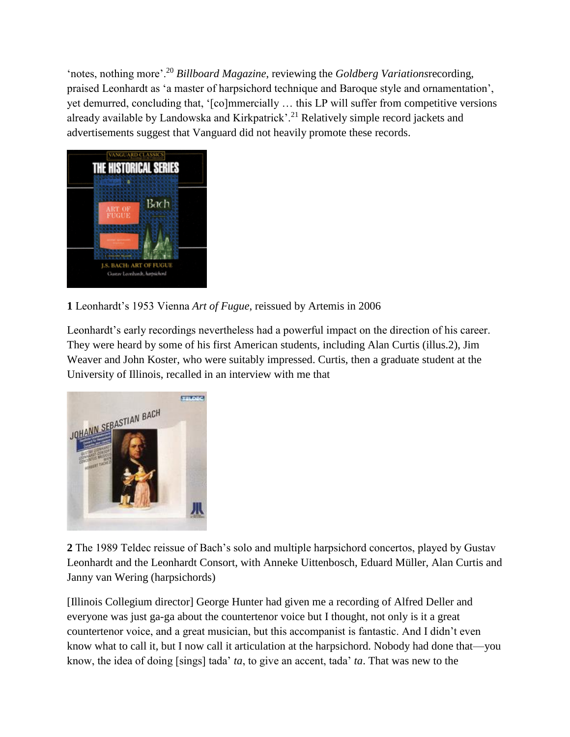'notes, nothing more'.[20] *Billboard Magazine*, reviewing the *Goldberg Variations*recording, praised Leonhardt as 'a master of harpsichord technique and Baroque style and ornamentation', yet demurred, concluding that, '[co]mmercially … this LP will suffer from competitive versions already available by Landowska and Kirkpatrick'.[21] Relatively simple record jackets and advertisements suggest that Vanguard did not heavily promote these records.

**1** Leonhardt's 1953 Vienna *Art of Fugue*, reissued by Artemis in 2006

Leonhardt's early recordings nevertheless had a powerful impact on the direction of his career. They were heard by some of his first American students, including Alan Curtis (illus.2), Jim Weaver and John Koster, who were suitably impressed. Curtis, then a graduate student at the University of Illinois, recalled in an interview with me that

**2** The 1989 Teldec reissue of Bach's solo and multiple harpsichord concertos, played by Gustav Leonhardt and the Leonhardt Consort, with Anneke Uittenbosch, Eduard Müller, Alan Curtis and Janny van Wering (harpsichords)

[Illinois Collegium director] George Hunter had given me a recording of Alfred Deller and everyone was just ga-ga about the countertenor voice but I thought, not only is it a great countertenor voice, and a great musician, but this accompanist is fantastic. And I didn't even know what to call it, but I now call it articulation at the harpsichord. Nobody had done that—you know, the idea of doing [sings] tada' *ta*, to give an accent, tada' *ta*. That was new to the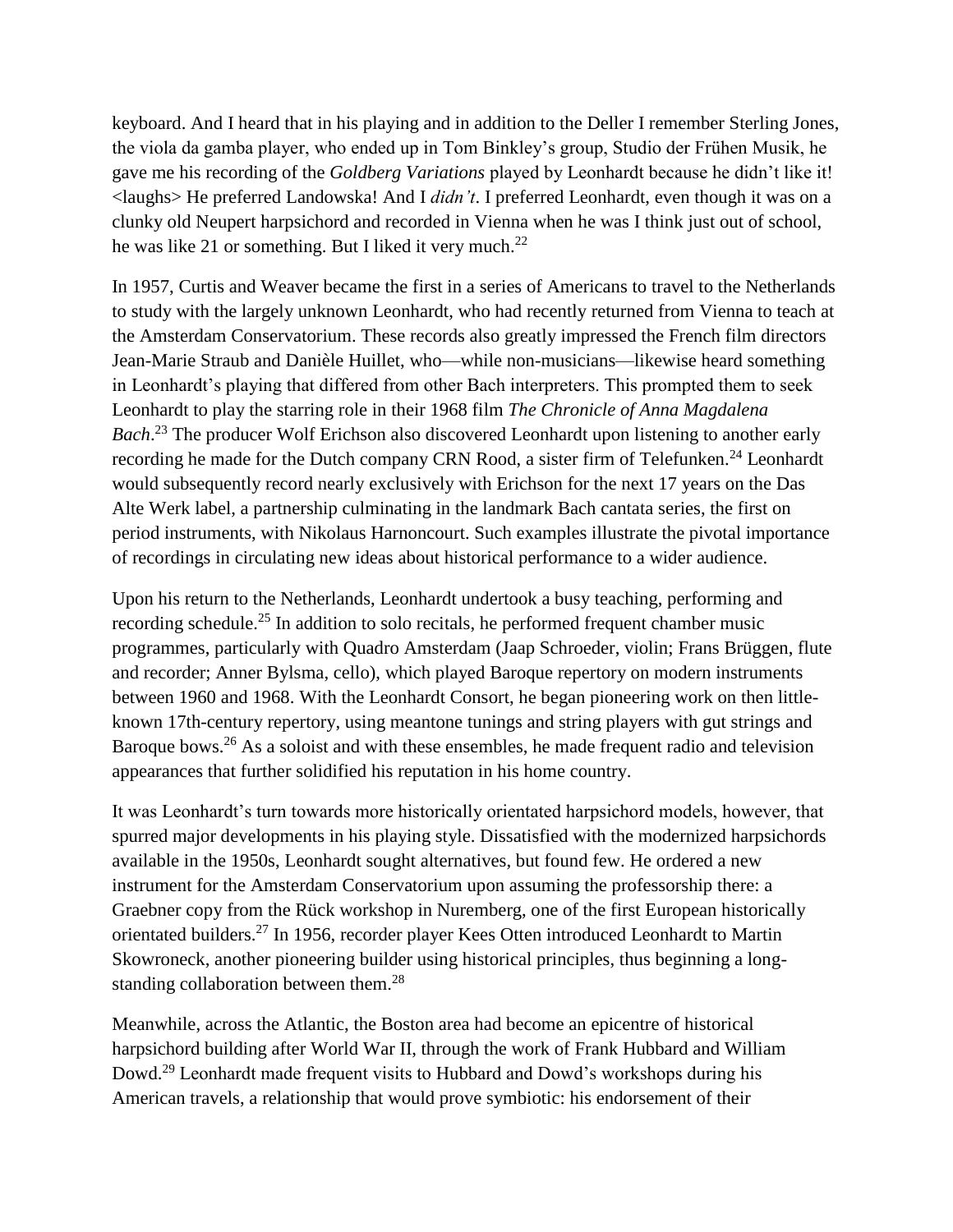keyboard. And I heard that in his playing and in addition to the Deller I remember Sterling Jones, the viola da gamba player, who ended up in Tom Binkley's group, Studio der Frühen Musik, he gave me his recording of the *Goldberg Variations* played by Leonhardt because he didn't like it! <laughs> He preferred Landowska! And I *didn't*. I preferred Leonhardt, even though it was on a clunky old Neupert harpsichord and recorded in Vienna when he was I think just out of school, he was like 21 or something. But I liked it very much.[22]

In 1957, Curtis and Weaver became the first in a series of Americans to travel to the Netherlands to study with the largely unknown Leonhardt, who had recently returned from Vienna to teach at the Amsterdam Conservatorium. These records also greatly impressed the French film directors Jean-Marie Straub and Danièle Huillet, who—while non-musicians—likewise heard something in Leonhardt's playing that differed from other Bach interpreters. This prompted them to seek Leonhardt to play the starring role in their 1968 film *The Chronicle of Anna Magdalena Bach*.[23] The producer Wolf Erichson also discovered Leonhardt upon listening to another early recording he made for the Dutch company CRN Rood, a sister firm of Telefunken.[24] Leonhardt would subsequently record nearly exclusively with Erichson for the next 17 years on the Das Alte Werk label, a partnership culminating in the landmark Bach cantata series, the first on period instruments, with Nikolaus Harnoncourt. Such examples illustrate the pivotal importance of recordings in circulating new ideas about historical performance to a wider audience.

Upon his return to the Netherlands, Leonhardt undertook a busy teaching, performing and recording schedule.[25] In addition to solo recitals, he performed frequent chamber music programmes, particularly with Quadro Amsterdam (Jaap Schroeder, violin; Frans Brüggen, flute and recorder; Anner Bylsma, cello), which played Baroque repertory on modern instruments between 1960 and 1968. With the Leonhardt Consort, he began pioneering work on then little-known 17th-century repertory, using meantone tunings and string players with gut strings and Baroque bows.[26] As a soloist and with these ensembles, he made frequent radio and television appearances that further solidified his reputation in his home country.

It was Leonhardt's turn towards more historically orientated harpsichord models, however, that spurred major developments in his playing style. Dissatisfied with the modernized harpsichords available in the 1950s, Leonhardt sought alternatives, but found few. He ordered a new instrument for the Amsterdam Conservatorium upon assuming the professorship there: a Graebner copy from the Rück workshop in Nuremberg, one of the first European historically orientated builders.[27] In 1956, recorder player Kees Otten introduced Leonhardt to Martin Skowroneck, another pioneering builder using historical principles, thus beginning a long-standing collaboration between them.[28]

Meanwhile, across the Atlantic, the Boston area had become an epicentre of historical harpsichord building after World War II, through the work of Frank Hubbard and William Dowd.[29] Leonhardt made frequent visits to Hubbard and Dowd's workshops during his American travels, a relationship that would prove symbiotic: his endorsement of their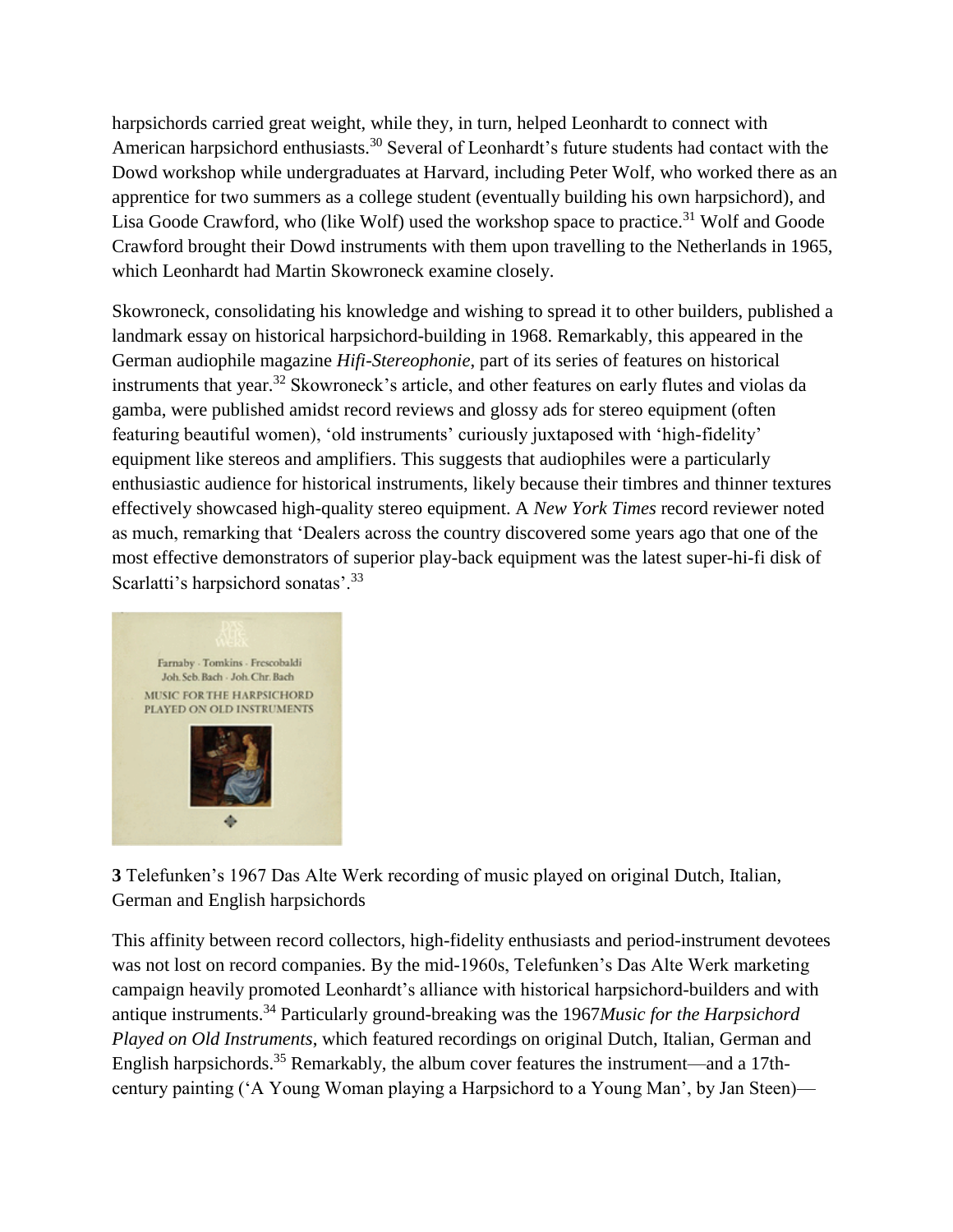harpsichords carried great weight, while they, in turn, helped Leonhardt to connect with American harpsichord enthusiasts.[30] Several of Leonhardt's future students had contact with the Dowd workshop while undergraduates at Harvard, including Peter Wolf, who worked there as an apprentice for two summers as a college student (eventually building his own harpsichord), and Lisa Goode Crawford, who (like Wolf) used the workshop space to practice.[31] Wolf and Goode Crawford brought their Dowd instruments with them upon travelling to the Netherlands in 1965, which Leonhardt had Martin Skowroneck examine closely.

Skowroneck, consolidating his knowledge and wishing to spread it to other builders, published a landmark essay on historical harpsichord-building in 1968. Remarkably, this appeared in the German audiophile magazine *Hifi-Stereophonie*, part of its series of features on historical instruments that year.[32] Skowroneck's article, and other features on early flutes and violas da gamba, were published amidst record reviews and glossy ads for stereo equipment (often featuring beautiful women), 'old instruments' curiously juxtaposed with 'high-fidelity' equipment like stereos and amplifiers. This suggests that audiophiles were a particularly enthusiastic audience for historical instruments, likely because their timbres and thinner textures effectively showcased high-quality stereo equipment. A *New York Times* record reviewer noted as much, remarking that 'Dealers across the country discovered some years ago that one of the most effective demonstrators of superior play-back equipment was the latest super-hi-fi disk of Scarlatti's harpsichord sonatas'.[33]

**3** Telefunken's 1967 Das Alte Werk recording of music played on original Dutch, Italian, German and English harpsichords

This affinity between record collectors, high-fidelity enthusiasts and period-instrument devotees was not lost on record companies. By the mid-1960s, Telefunken's Das Alte Werk marketing campaign heavily promoted Leonhardt's alliance with historical harpsichord-builders and with antique instruments.[34] Particularly ground-breaking was the 1967 *Music for the Harpsichord Played on Old Instruments*, which featured recordings on original Dutch, Italian, German and English harpsichords.[35] Remarkably, the album cover features the instrument—and a 17th-century painting ('A Young Woman playing a Harpsichord to a Young Man', by Jan Steen)—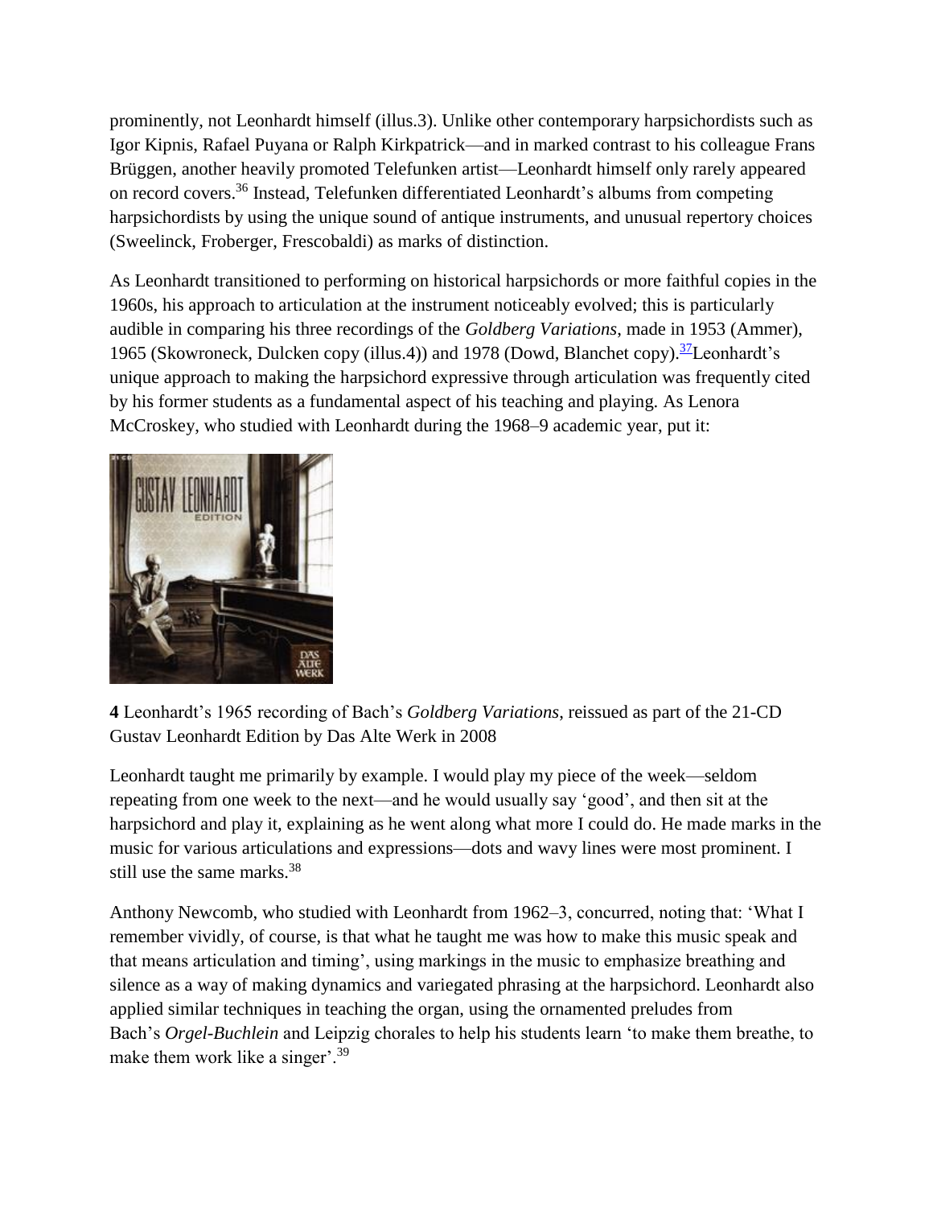prominently, not Leonhardt himself (illus.3). Unlike other contemporary harpsichordists such as Igor Kipnis, Rafael Puyana or Ralph Kirkpatrick—and in marked contrast to his colleague Frans Brüggen, another heavily promoted Telefunken artist—Leonhardt himself only rarely appeared on record covers.[36] Instead, Telefunken differentiated Leonhardt's albums from competing harpsichordists by using the unique sound of antique instruments, and unusual repertory choices (Sweelinck, Froberger, Frescobaldi) as marks of distinction.

As Leonhardt transitioned to performing on historical harpsichords or more faithful copies in the 1960s, his approach to articulation at the instrument noticeably evolved; this is particularly audible in comparing his three recordings of the *Goldberg Variations*, made in 1953 (Ammer), 1965 (Skowroneck, Dulcken copy (illus.4)) and 1978 (Dowd, Blanchet copy).[37] Leonhardt's unique approach to making the harpsichord expressive through articulation was frequently cited by his former students as a fundamental aspect of his teaching and playing. As Lenora McCroskey, who studied with Leonhardt during the 1968–9 academic year, put it:

**4** Leonhardt's 1965 recording of Bach's *Goldberg Variations*, reissued as part of the 21-CD Gustav Leonhardt Edition by Das Alte Werk in 2008

Leonhardt taught me primarily by example. I would play my piece of the week—seldom repeating from one week to the next—and he would usually say 'good', and then sit at the harpsichord and play it, explaining as he went along what more I could do. He made marks in the music for various articulations and expressions—dots and wavy lines were most prominent. I still use the same marks.[38]

Anthony Newcomb, who studied with Leonhardt from 1962–3, concurred, noting that: 'What I remember vividly, of course, is that what he taught me was how to make this music speak and that means articulation and timing', using markings in the music to emphasize breathing and silence as a way of making dynamics and variegated phrasing at the harpsichord. Leonhardt also applied similar techniques in teaching the organ, using the ornamented preludes from Bach's *Orgel-Buchlein* and Leipzig chorales to help his students learn 'to make them breathe, to make them work like a singer'.[39]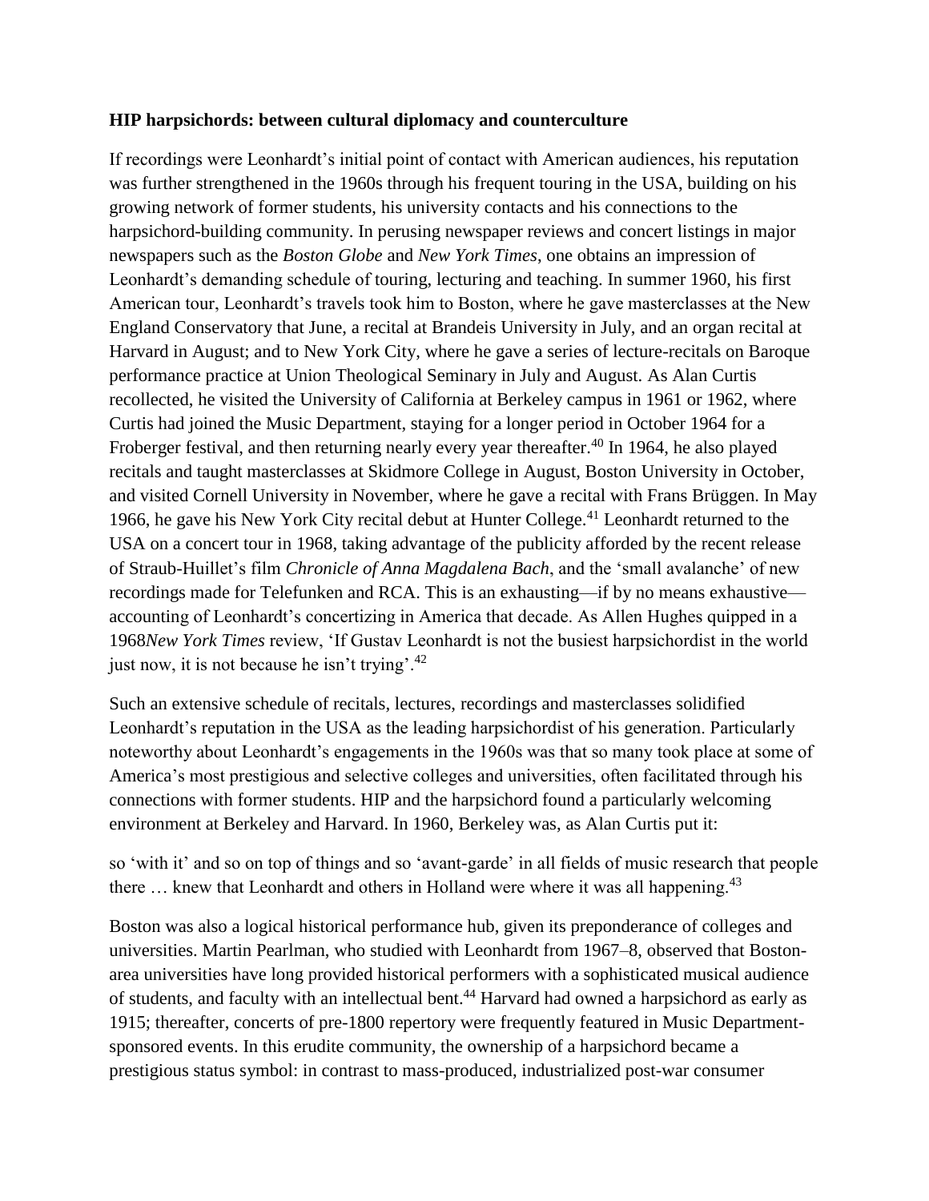### HIP harpsichords: between cultural diplomacy and counterculture

If recordings were Leonhardt's initial point of contact with American audiences, his reputation was further strengthened in the 1960s through his frequent touring in the USA, building on his growing network of former students, his university contacts and his connections to the harpsichord-building community. In perusing newspaper reviews and concert listings in major newspapers such as the *Boston Globe* and *New York Times*, one obtains an impression of Leonhardt's demanding schedule of touring, lecturing and teaching. In summer 1960, his first American tour, Leonhardt's travels took him to Boston, where he gave masterclasses at the New England Conservatory that June, a recital at Brandeis University in July, and an organ recital at Harvard in August; and to New York City, where he gave a series of lecture-recitals on Baroque performance practice at Union Theological Seminary in July and August. As Alan Curtis recollected, he visited the University of California at Berkeley campus in 1961 or 1962, where Curtis had joined the Music Department, staying for a longer period in October 1964 for a Froberger festival, and then returning nearly every year thereafter.[40] In 1964, he also played recitals and taught masterclasses at Skidmore College in August, Boston University in October, and visited Cornell University in November, where he gave a recital with Frans Brüggen. In May 1966, he gave his New York City recital debut at Hunter College.[41] Leonhardt returned to the USA on a concert tour in 1968, taking advantage of the publicity afforded by the recent release of Straub-Huillet's film *Chronicle of Anna Magdalena Bach*, and the 'small avalanche' of new recordings made for Telefunken and RCA. This is an exhausting—if by no means exhaustive—accounting of Leonhardt's concertizing in America that decade. As Allen Hughes quipped in a 1968 *New York Times* review, 'If Gustav Leonhardt is not the busiest harpsichordist in the world just now, it is not because he isn't trying'.[42]

Such an extensive schedule of recitals, lectures, recordings and masterclasses solidified Leonhardt's reputation in the USA as the leading harpsichordist of his generation. Particularly noteworthy about Leonhardt's engagements in the 1960s was that so many took place at some of America's most prestigious and selective colleges and universities, often facilitated through his connections with former students. HIP and the harpsichord found a particularly welcoming environment at Berkeley and Harvard. In 1960, Berkeley was, as Alan Curtis put it:

> so 'with it' and so on top of things and so 'avant-garde' in all fields of music research that people there … knew that Leonhardt and others in Holland were where it was all happening.[43]

Boston was also a logical historical performance hub, given its preponderance of colleges and universities. Martin Pearlman, who studied with Leonhardt from 1967–8, observed that Boston-area universities have long provided historical performers with a sophisticated musical audience of students, and faculty with an intellectual bent.[44] Harvard had owned a harpsichord as early as 1915; thereafter, concerts of pre-1800 repertory were frequently featured in Music Department-sponsored events. In this erudite community, the ownership of a harpsichord became a prestigious status symbol: in contrast to mass-produced, industrialized post-war consumer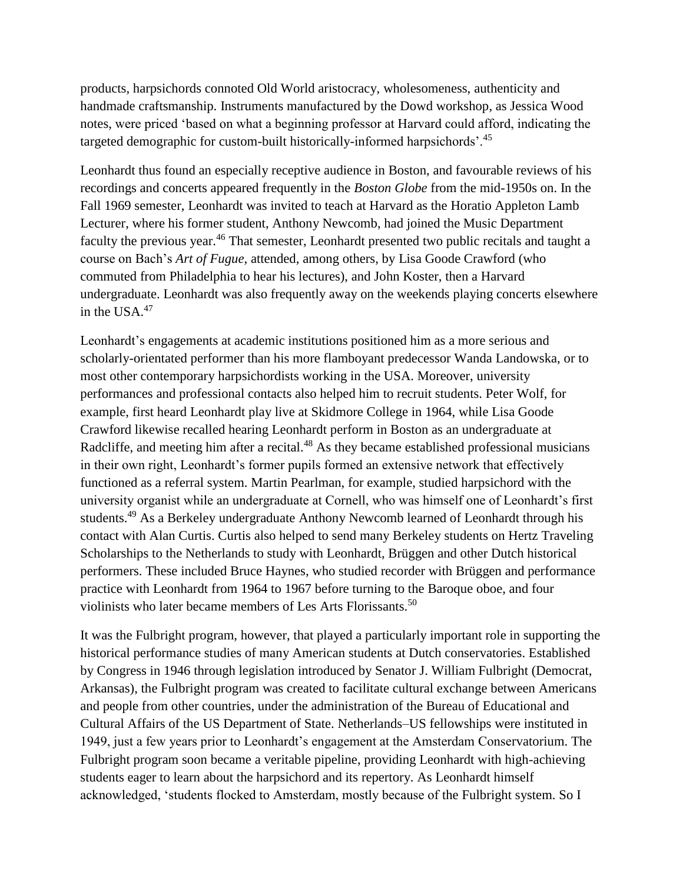products, harpsichords connoted Old World aristocracy, wholesomeness, authenticity and handmade craftsmanship. Instruments manufactured by the Dowd workshop, as Jessica Wood notes, were priced 'based on what a beginning professor at Harvard could afford, indicating the targeted demographic for custom-built historically-informed harpsichords'.[45]

Leonhardt thus found an especially receptive audience in Boston, and favourable reviews of his recordings and concerts appeared frequently in the *Boston Globe* from the mid-1950s on. In the Fall 1969 semester, Leonhardt was invited to teach at Harvard as the Horatio Appleton Lamb Lecturer, where his former student, Anthony Newcomb, had joined the Music Department faculty the previous year.[46] That semester, Leonhardt presented two public recitals and taught a course on Bach's *Art of Fugue*, attended, among others, by Lisa Goode Crawford (who commuted from Philadelphia to hear his lectures), and John Koster, then a Harvard undergraduate. Leonhardt was also frequently away on the weekends playing concerts elsewhere in the USA.[47]

Leonhardt's engagements at academic institutions positioned him as a more serious and scholarly-orientated performer than his more flamboyant predecessor Wanda Landowska, or to most other contemporary harpsichordists working in the USA. Moreover, university performances and professional contacts also helped him to recruit students. Peter Wolf, for example, first heard Leonhardt play live at Skidmore College in 1964, while Lisa Goode Crawford likewise recalled hearing Leonhardt perform in Boston as an undergraduate at Radcliffe, and meeting him after a recital.[48] As they became established professional musicians in their own right, Leonhardt's former pupils formed an extensive network that effectively functioned as a referral system. Martin Pearlman, for example, studied harpsichord with the university organist while an undergraduate at Cornell, who was himself one of Leonhardt's first students.[49] As a Berkeley undergraduate Anthony Newcomb learned of Leonhardt through his contact with Alan Curtis. Curtis also helped to send many Berkeley students on Hertz Traveling Scholarships to the Netherlands to study with Leonhardt, Brüggen and other Dutch historical performers. These included Bruce Haynes, who studied recorder with Brüggen and performance practice with Leonhardt from 1964 to 1967 before turning to the Baroque oboe, and four violinists who later became members of Les Arts Florissants.[50]

It was the Fulbright program, however, that played a particularly important role in supporting the historical performance studies of many American students at Dutch conservatories. Established by Congress in 1946 through legislation introduced by Senator J. William Fulbright (Democrat, Arkansas), the Fulbright program was created to facilitate cultural exchange between Americans and people from other countries, under the administration of the Bureau of Educational and Cultural Affairs of the US Department of State. Netherlands–US fellowships were instituted in 1949, just a few years prior to Leonhardt's engagement at the Amsterdam Conservatorium. The Fulbright program soon became a veritable pipeline, providing Leonhardt with high-achieving students eager to learn about the harpsichord and its repertory. As Leonhardt himself acknowledged, 'students flocked to Amsterdam, mostly because of the Fulbright system. So I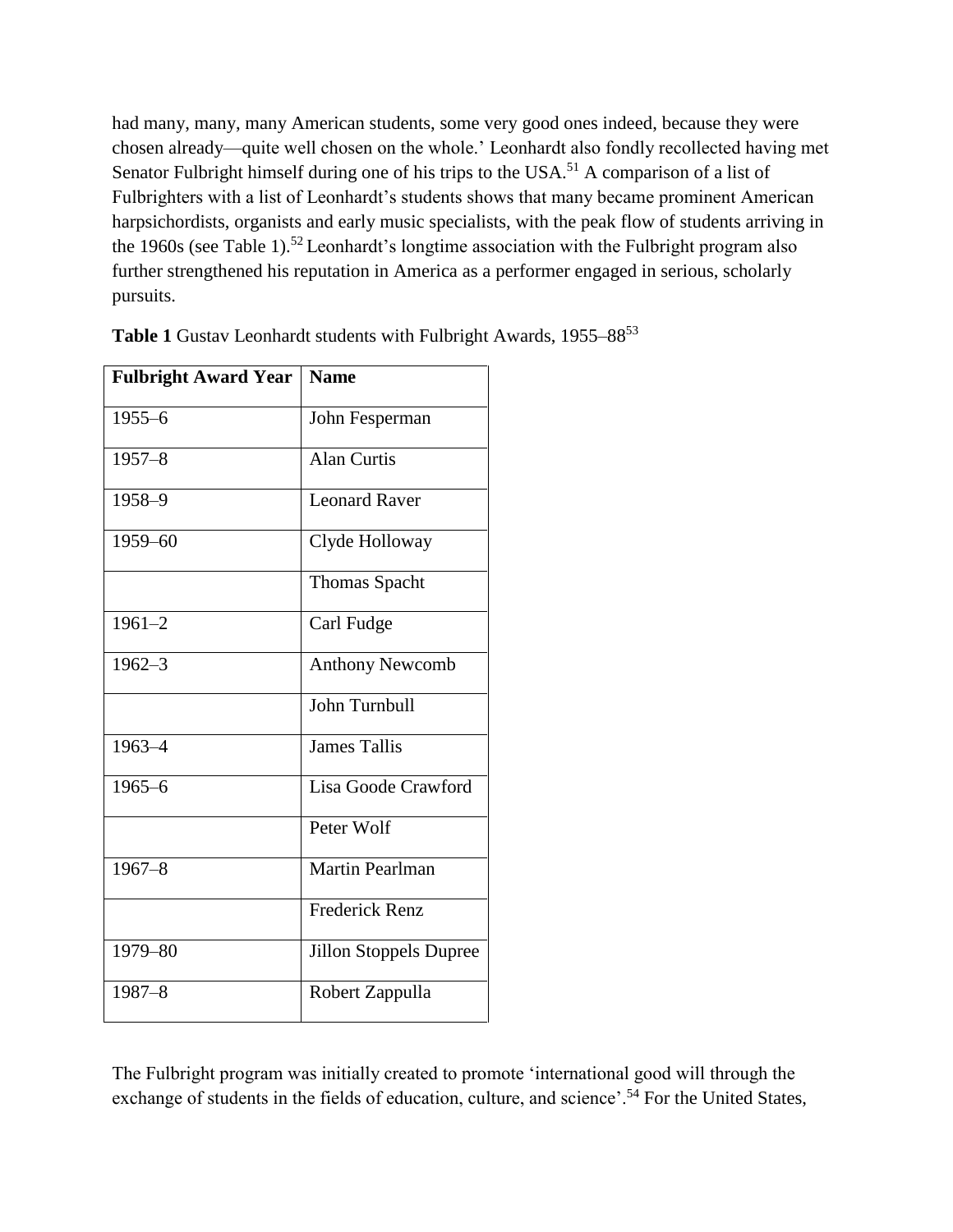had many, many, many American students, some very good ones indeed, because they were chosen already—quite well chosen on the whole.' Leonhardt also fondly recollected having met Senator Fulbright himself during one of his trips to the USA.[51] A comparison of a list of Fulbrighters with a list of Leonhardt's students shows that many became prominent American harpsichordists, organists and early music specialists, with the peak flow of students arriving in the 1960s (see Table 1).[52] Leonhardt's longtime association with the Fulbright program also further strengthened his reputation in America as a performer engaged in serious, scholarly pursuits.

**Table 1** Gustav Leonhardt students with Fulbright Awards, 1955–88[53]

| Fulbright Award Year | Name |
|---|---|
| 1955–6 | John Fesperman |
| 1957–8 | Alan Curtis |
| 1958–9 | Leonard Raver |
| 1959–60 | Clyde Holloway |
| | Thomas Spacht |
| 1961–2 | Carl Fudge |
| 1962–3 | Anthony Newcomb |
| | John Turnbull |
| 1963–4 | James Tallis |
| 1965–6 | Lisa Goode Crawford |
| | Peter Wolf |
| 1967–8 | Martin Pearlman |
| | Frederick Renz |
| 1979–80 | Jillon Stoppels Dupree |
| 1987–8 | Robert Zappulla |

The Fulbright program was initially created to promote 'international good will through the exchange of students in the fields of education, culture, and science'.[54] For the United States,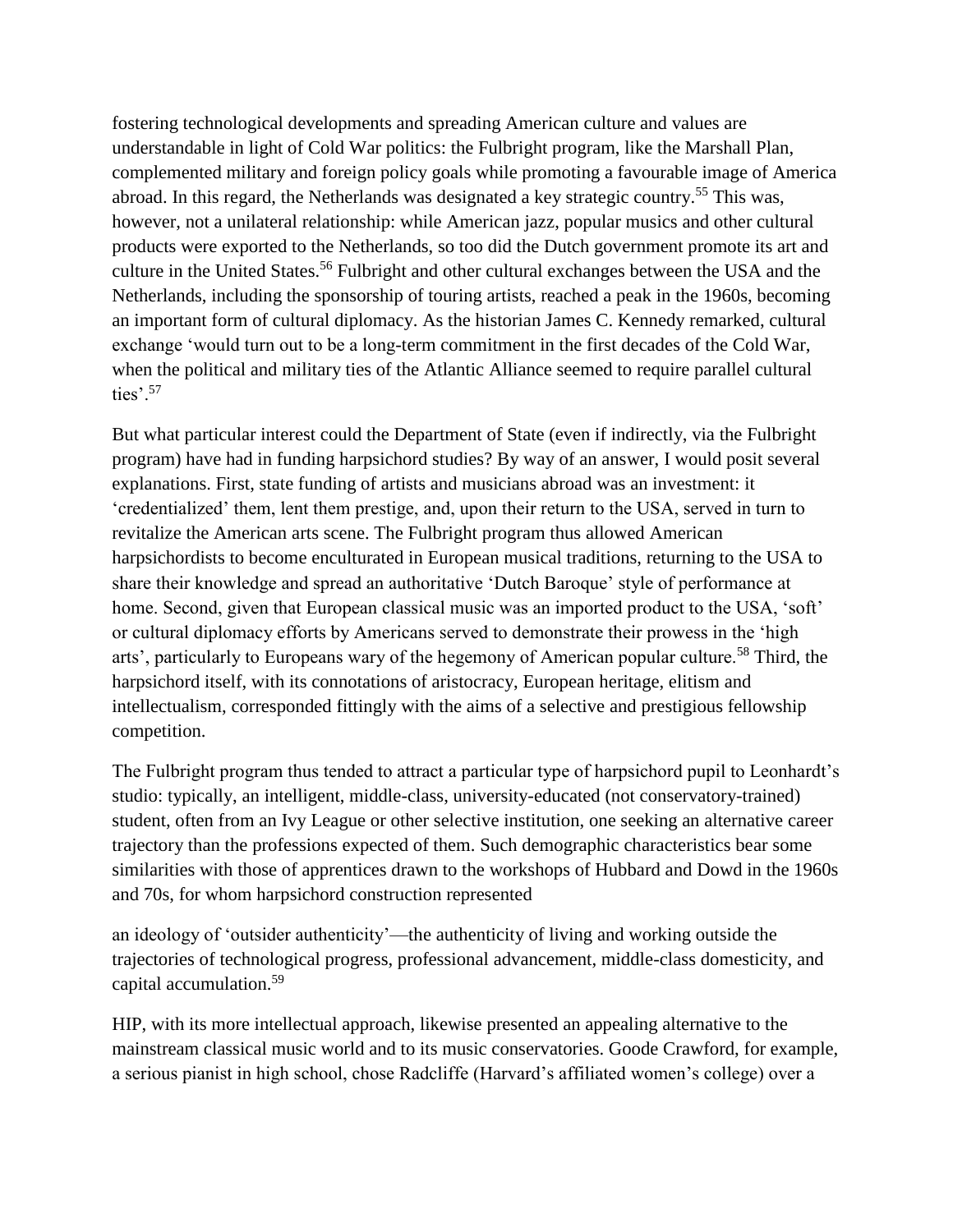fostering technological developments and spreading American culture and values are understandable in light of Cold War politics: the Fulbright program, like the Marshall Plan, complemented military and foreign policy goals while promoting a favourable image of America abroad. In this regard, the Netherlands was designated a key strategic country.[55] This was, however, not a unilateral relationship: while American jazz, popular musics and other cultural products were exported to the Netherlands, so too did the Dutch government promote its art and culture in the United States.[56] Fulbright and other cultural exchanges between the USA and the Netherlands, including the sponsorship of touring artists, reached a peak in the 1960s, becoming an important form of cultural diplomacy. As the historian James C. Kennedy remarked, cultural exchange 'would turn out to be a long-term commitment in the first decades of the Cold War, when the political and military ties of the Atlantic Alliance seemed to require parallel cultural ties'.[57]

But what particular interest could the Department of State (even if indirectly, via the Fulbright program) have had in funding harpsichord studies? By way of an answer, I would posit several explanations. First, state funding of artists and musicians abroad was an investment: it 'credentialized' them, lent them prestige, and, upon their return to the USA, served in turn to revitalize the American arts scene. The Fulbright program thus allowed American harpsichordists to become enculturated in European musical traditions, returning to the USA to share their knowledge and spread an authoritative 'Dutch Baroque' style of performance at home. Second, given that European classical music was an imported product to the USA, 'soft' or cultural diplomacy efforts by Americans served to demonstrate their prowess in the 'high arts', particularly to Europeans wary of the hegemony of American popular culture.[58] Third, the harpsichord itself, with its connotations of aristocracy, European heritage, elitism and intellectualism, corresponded fittingly with the aims of a selective and prestigious fellowship competition.

The Fulbright program thus tended to attract a particular type of harpsichord pupil to Leonhardt's studio: typically, an intelligent, middle-class, university-educated (not conservatory-trained) student, often from an Ivy League or other selective institution, one seeking an alternative career trajectory than the professions expected of them. Such demographic characteristics bear some similarities with those of apprentices drawn to the workshops of Hubbard and Dowd in the 1960s and 70s, for whom harpsichord construction represented

> an ideology of 'outsider authenticity'—the authenticity of living and working outside the trajectories of technological progress, professional advancement, middle-class domesticity, and capital accumulation.[59]

HIP, with its more intellectual approach, likewise presented an appealing alternative to the mainstream classical music world and to its music conservatories. Goode Crawford, for example, a serious pianist in high school, chose Radcliffe (Harvard's affiliated women's college) over a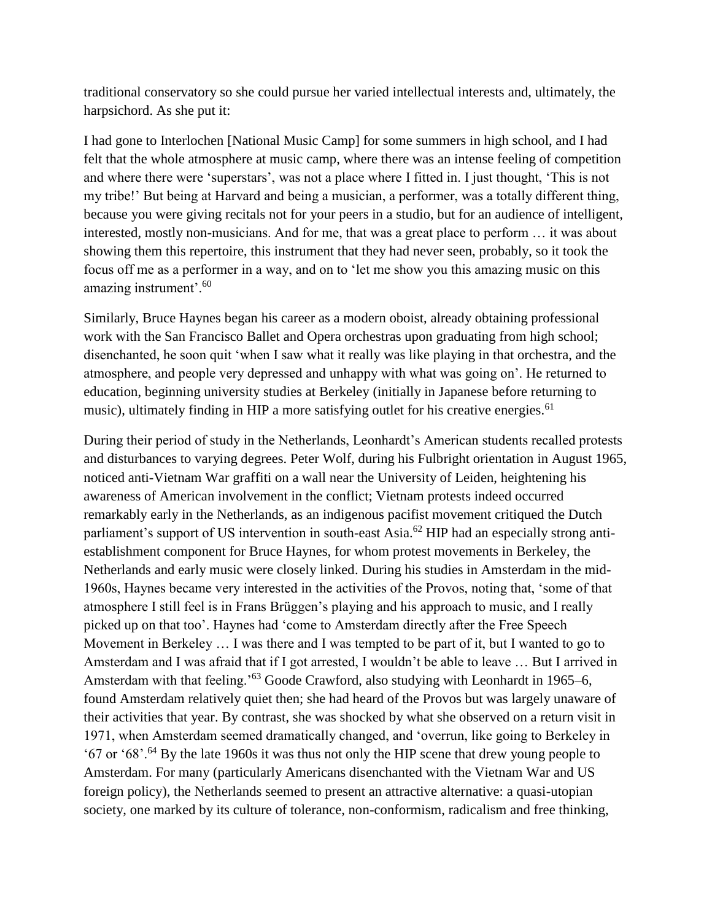traditional conservatory so she could pursue her varied intellectual interests and, ultimately, the harpsichord. As she put it:

I had gone to Interlochen [National Music Camp] for some summers in high school, and I had felt that the whole atmosphere at music camp, where there was an intense feeling of competition and where there were 'superstars', was not a place where I fitted in. I just thought, 'This is not my tribe!' But being at Harvard and being a musician, a performer, was a totally different thing, because you were giving recitals not for your peers in a studio, but for an audience of intelligent, interested, mostly non-musicians. And for me, that was a great place to perform … it was about showing them this repertoire, this instrument that they had never seen, probably, so it took the focus off me as a performer in a way, and on to 'let me show you this amazing music on this amazing instrument'.[60]

Similarly, Bruce Haynes began his career as a modern oboist, already obtaining professional work with the San Francisco Ballet and Opera orchestras upon graduating from high school; disenchanted, he soon quit 'when I saw what it really was like playing in that orchestra, and the atmosphere, and people very depressed and unhappy with what was going on'. He returned to education, beginning university studies at Berkeley (initially in Japanese before returning to music), ultimately finding in HIP a more satisfying outlet for his creative energies.[61]

During their period of study in the Netherlands, Leonhardt's American students recalled protests and disturbances to varying degrees. Peter Wolf, during his Fulbright orientation in August 1965, noticed anti-Vietnam War graffiti on a wall near the University of Leiden, heightening his awareness of American involvement in the conflict; Vietnam protests indeed occurred remarkably early in the Netherlands, as an indigenous pacifist movement critiqued the Dutch parliament's support of US intervention in south-east Asia.[62] HIP had an especially strong anti-establishment component for Bruce Haynes, for whom protest movements in Berkeley, the Netherlands and early music were closely linked. During his studies in Amsterdam in the mid-1960s, Haynes became very interested in the activities of the Provos, noting that, 'some of that atmosphere I still feel is in Frans Brüggen's playing and his approach to music, and I really picked up on that too'. Haynes had 'come to Amsterdam directly after the Free Speech Movement in Berkeley … I was there and I was tempted to be part of it, but I wanted to go to Amsterdam and I was afraid that if I got arrested, I wouldn't be able to leave … But I arrived in Amsterdam with that feeling.'[63] Goode Crawford, also studying with Leonhardt in 1965–6, found Amsterdam relatively quiet then; she had heard of the Provos but was largely unaware of their activities that year. By contrast, she was shocked by what she observed on a return visit in 1971, when Amsterdam seemed dramatically changed, and 'overrun, like going to Berkeley in '67 or '68'.[64] By the late 1960s it was thus not only the HIP scene that drew young people to Amsterdam. For many (particularly Americans disenchanted with the Vietnam War and US foreign policy), the Netherlands seemed to present an attractive alternative: a quasi-utopian society, one marked by its culture of tolerance, non-conformism, radicalism and free thinking,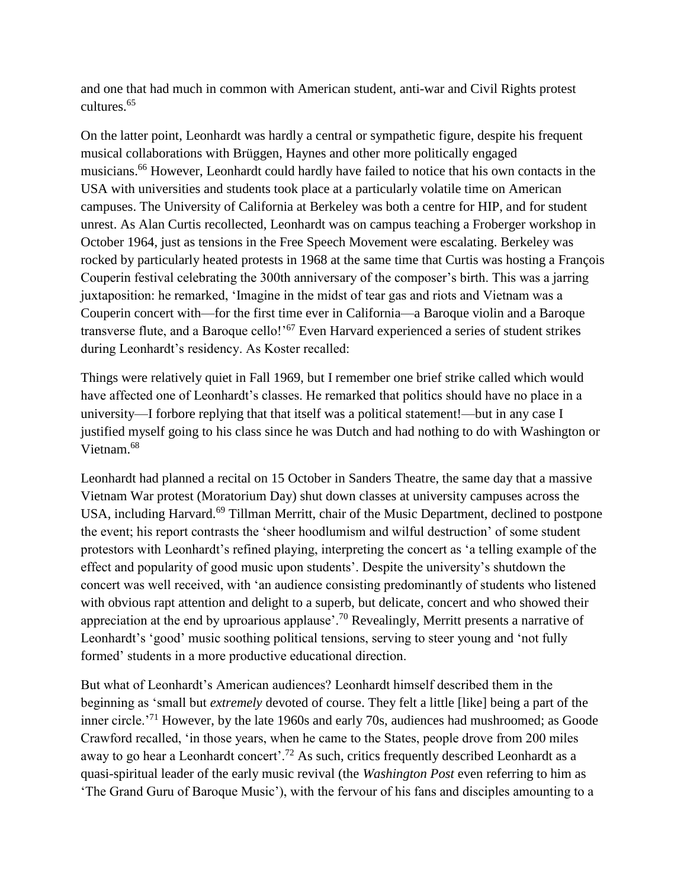and one that had much in common with American student, anti-war and Civil Rights protest cultures.[65]

On the latter point, Leonhardt was hardly a central or sympathetic figure, despite his frequent musical collaborations with Brüggen, Haynes and other more politically engaged musicians.[66] However, Leonhardt could hardly have failed to notice that his own contacts in the USA with universities and students took place at a particularly volatile time on American campuses. The University of California at Berkeley was both a centre for HIP, and for student unrest. As Alan Curtis recollected, Leonhardt was on campus teaching a Froberger workshop in October 1964, just as tensions in the Free Speech Movement were escalating. Berkeley was rocked by particularly heated protests in 1968 at the same time that Curtis was hosting a François Couperin festival celebrating the 300th anniversary of the composer's birth. This was a jarring juxtaposition: he remarked, 'Imagine in the midst of tear gas and riots and Vietnam was a Couperin concert with—for the first time ever in California—a Baroque violin and a Baroque transverse flute, and a Baroque cello!'[67] Even Harvard experienced a series of student strikes during Leonhardt's residency. As Koster recalled:

Things were relatively quiet in Fall 1969, but I remember one brief strike called which would have affected one of Leonhardt's classes. He remarked that politics should have no place in a university—I forbore replying that that itself was a political statement!—but in any case I justified myself going to his class since he was Dutch and had nothing to do with Washington or Vietnam.[68]

Leonhardt had planned a recital on 15 October in Sanders Theatre, the same day that a massive Vietnam War protest (Moratorium Day) shut down classes at university campuses across the USA, including Harvard.[69] Tillman Merritt, chair of the Music Department, declined to postpone the event; his report contrasts the 'sheer hoodlumism and wilful destruction' of some student protestors with Leonhardt's refined playing, interpreting the concert as 'a telling example of the effect and popularity of good music upon students'. Despite the university's shutdown the concert was well received, with 'an audience consisting predominantly of students who listened with obvious rapt attention and delight to a superb, but delicate, concert and who showed their appreciation at the end by uproarious applause'.[70] Revealingly, Merritt presents a narrative of Leonhardt's 'good' music soothing political tensions, serving to steer young and 'not fully formed' students in a more productive educational direction.

But what of Leonhardt's American audiences? Leonhardt himself described them in the beginning as 'small but *extremely* devoted of course. They felt a little [like] being a part of the inner circle.'[71] However, by the late 1960s and early 70s, audiences had mushroomed; as Goode Crawford recalled, 'in those years, when he came to the States, people drove from 200 miles away to go hear a Leonhardt concert'.[72] As such, critics frequently described Leonhardt as a quasi-spiritual leader of the early music revival (the *Washington Post* even referring to him as 'The Grand Guru of Baroque Music'), with the fervour of his fans and disciples amounting to a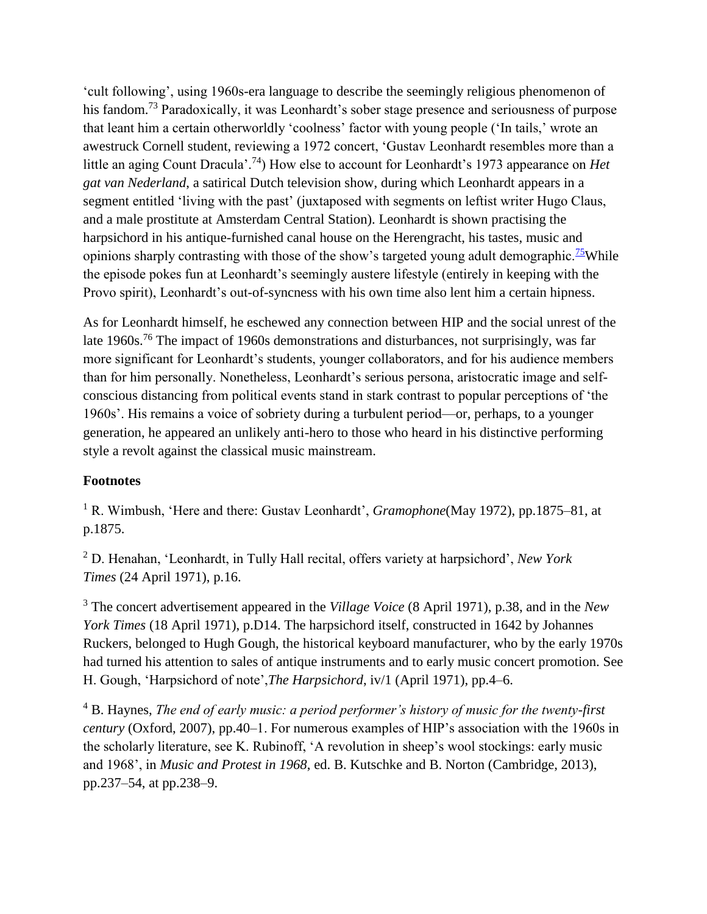'cult following', using 1960s-era language to describe the seemingly religious phenomenon of his fandom.[73] Paradoxically, it was Leonhardt's sober stage presence and seriousness of purpose that leant him a certain otherworldly 'coolness' factor with young people ('In tails,' wrote an awestruck Cornell student, reviewing a 1972 concert, 'Gustav Leonhardt resembles more than a little an aging Count Dracula'.[74]) How else to account for Leonhardt's 1973 appearance on *Het gat van Nederland*, a satirical Dutch television show, during which Leonhardt appears in a segment entitled 'living with the past' (juxtaposed with segments on leftist writer Hugo Claus, and a male prostitute at Amsterdam Central Station). Leonhardt is shown practising the harpsichord in his antique-furnished canal house on the Herengracht, his tastes, music and opinions sharply contrasting with those of the show's targeted young adult demographic.[75]While the episode pokes fun at Leonhardt's seemingly austere lifestyle (entirely in keeping with the Provo spirit), Leonhardt's out-of-syncness with his own time also lent him a certain hipness.

As for Leonhardt himself, he eschewed any connection between HIP and the social unrest of the late 1960s.[76] The impact of 1960s demonstrations and disturbances, not surprisingly, was far more significant for Leonhardt's students, younger collaborators, and for his audience members than for him personally. Nonetheless, Leonhardt's serious persona, aristocratic image and self-conscious distancing from political events stand in stark contrast to popular perceptions of 'the 1960s'. His remains a voice of sobriety during a turbulent period—or, perhaps, to a younger generation, he appeared an unlikely anti-hero to those who heard in his distinctive performing style a revolt against the classical music mainstream.

**Footnotes**

[1] R. Wimbush, 'Here and there: Gustav Leonhardt', *Gramophone*(May 1972), pp.1875–81, at p.1875.

[2] D. Henahan, 'Leonhardt, in Tully Hall recital, offers variety at harpsichord', *New York Times* (24 April 1971), p.16.

[3] The concert advertisement appeared in the *Village Voice* (8 April 1971), p.38, and in the *New York Times* (18 April 1971), p.D14. The harpsichord itself, constructed in 1642 by Johannes Ruckers, belonged to Hugh Gough, the historical keyboard manufacturer, who by the early 1970s had turned his attention to sales of antique instruments and to early music concert promotion. See H. Gough, 'Harpsichord of note',*The Harpsichord*, iv/1 (April 1971), pp.4–6.

[4] B. Haynes, *The end of early music: a period performer's history of music for the twenty-first century* (Oxford, 2007), pp.40–1. For numerous examples of HIP's association with the 1960s in the scholarly literature, see K. Rubinoff, 'A revolution in sheep's wool stockings: early music and 1968', in *Music and Protest in 1968*, ed. B. Kutschke and B. Norton (Cambridge, 2013), pp.237–54, at pp.238–9.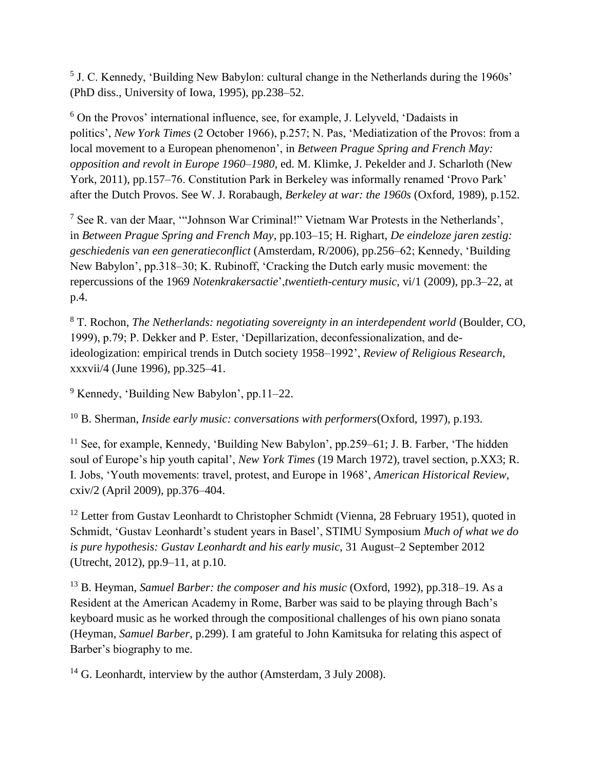[5] J. C. Kennedy, 'Building New Babylon: cultural change in the Netherlands during the 1960s' (PhD diss., University of Iowa, 1995), pp.238–52.

[6] On the Provos' international influence, see, for example, J. Lelyveld, 'Dadaists in politics', *New York Times* (2 October 1966), p.257; N. Pas, 'Mediatization of the Provos: from a local movement to a European phenomenon', in *Between Prague Spring and French May: opposition and revolt in Europe 1960–1980*, ed. M. Klimke, J. Pekelder and J. Scharloth (New York, 2011), pp.157–76. Constitution Park in Berkeley was informally renamed 'Provo Park' after the Dutch Provos. See W. J. Rorabaugh, *Berkeley at war: the 1960s* (Oxford, 1989), p.152.

[7] See R. van der Maar, '"Johnson War Criminal!" Vietnam War Protests in the Netherlands', in *Between Prague Spring and French May*, pp.103–15; H. Righart, *De eindeloze jaren zestig: geschiedenis van een generatieconflict* (Amsterdam, R/2006), pp.256–62; Kennedy, 'Building New Babylon', pp.318–30; K. Rubinoff, 'Cracking the Dutch early music movement: the repercussions of the 1969 *Notenkrakersactie*', *twentieth-century music*, vi/1 (2009), pp.3–22, at p.4.

[8] T. Rochon, *The Netherlands: negotiating sovereignty in an interdependent world* (Boulder, CO, 1999), p.79; P. Dekker and P. Ester, 'Depillarization, deconfessionalization, and de-ideologization: empirical trends in Dutch society 1958–1992', *Review of Religious Research*, xxxvii/4 (June 1996), pp.325–41.

[9] Kennedy, 'Building New Babylon', pp.11–22.

[10] B. Sherman, *Inside early music: conversations with performers* (Oxford, 1997), p.193.

[11] See, for example, Kennedy, 'Building New Babylon', pp.259–61; J. B. Farber, 'The hidden soul of Europe's hip youth capital', *New York Times* (19 March 1972), travel section, p.XX3; R. I. Jobs, 'Youth movements: travel, protest, and Europe in 1968', *American Historical Review*, cxiv/2 (April 2009), pp.376–404.

[12] Letter from Gustav Leonhardt to Christopher Schmidt (Vienna, 28 February 1951), quoted in Schmidt, 'Gustav Leonhardt's student years in Basel', STIMU Symposium *Much of what we do is pure hypothesis: Gustav Leonhardt and his early music*, 31 August–2 September 2012 (Utrecht, 2012), pp.9–11, at p.10.

[13] B. Heyman, *Samuel Barber: the composer and his music* (Oxford, 1992), pp.318–19. As a Resident at the American Academy in Rome, Barber was said to be playing through Bach's keyboard music as he worked through the compositional challenges of his own piano sonata (Heyman, *Samuel Barber*, p.299). I am grateful to John Kamitsuka for relating this aspect of Barber's biography to me.

[14] G. Leonhardt, interview by the author (Amsterdam, 3 July 2008).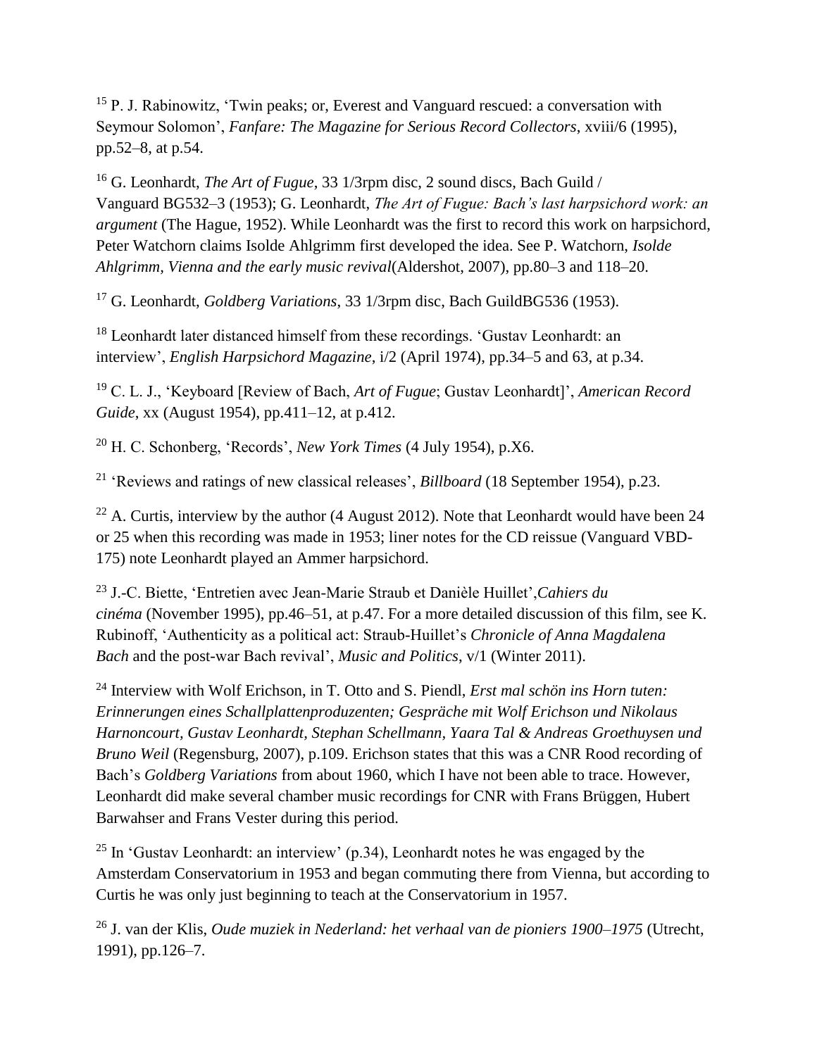[15] P. J. Rabinowitz, 'Twin peaks; or, Everest and Vanguard rescued: a conversation with Seymour Solomon', *Fanfare: The Magazine for Serious Record Collectors*, xviii/6 (1995), pp.52–8, at p.54.

[16] G. Leonhardt, *The Art of Fugue*, 33 1/3rpm disc, 2 sound discs, Bach Guild / Vanguard BG532–3 (1953); G. Leonhardt, *The Art of Fugue: Bach's last harpsichord work: an argument* (The Hague, 1952). While Leonhardt was the first to record this work on harpsichord, Peter Watchorn claims Isolde Ahlgrimm first developed the idea. See P. Watchorn, *Isolde Ahlgrimm, Vienna and the early music revival*(Aldershot, 2007), pp.80–3 and 118–20.

[17] G. Leonhardt, *Goldberg Variations*, 33 1/3rpm disc, Bach GuildBG536 (1953).

[18] Leonhardt later distanced himself from these recordings. 'Gustav Leonhardt: an interview', *English Harpsichord Magazine*, i/2 (April 1974), pp.34–5 and 63, at p.34.

[19] C. L. J., 'Keyboard [Review of Bach, *Art of Fugue*; Gustav Leonhardt]', *American Record Guide*, xx (August 1954), pp.411–12, at p.412.

[20] H. C. Schonberg, 'Records', *New York Times* (4 July 1954), p.X6.

[21] 'Reviews and ratings of new classical releases', *Billboard* (18 September 1954), p.23.

[22] A. Curtis, interview by the author (4 August 2012). Note that Leonhardt would have been 24 or 25 when this recording was made in 1953; liner notes for the CD reissue (Vanguard VBD-175) note Leonhardt played an Ammer harpsichord.

[23] J.-C. Biette, 'Entretien avec Jean-Marie Straub et Danièle Huillet',*Cahiers du cinéma* (November 1995), pp.46–51, at p.47. For a more detailed discussion of this film, see K. Rubinoff, 'Authenticity as a political act: Straub-Huillet's *Chronicle of Anna Magdalena Bach* and the post-war Bach revival', *Music and Politics*, v/1 (Winter 2011).

[24] Interview with Wolf Erichson, in T. Otto and S. Piendl, *Erst mal schön ins Horn tuten: Erinnerungen eines Schallplattenproduzenten; Gespräche mit Wolf Erichson und Nikolaus Harnoncourt, Gustav Leonhardt, Stephan Schellmann, Yaara Tal & Andreas Groethuysen und Bruno Weil* (Regensburg, 2007), p.109. Erichson states that this was a CNR Rood recording of Bach's *Goldberg Variations* from about 1960, which I have not been able to trace. However, Leonhardt did make several chamber music recordings for CNR with Frans Brüggen, Hubert Barwahser and Frans Vester during this period.

[25] In 'Gustav Leonhardt: an interview' (p.34), Leonhardt notes he was engaged by the Amsterdam Conservatorium in 1953 and began commuting there from Vienna, but according to Curtis he was only just beginning to teach at the Conservatorium in 1957.

[26] J. van der Klis, *Oude muziek in Nederland: het verhaal van de pioniers 1900–1975* (Utrecht, 1991), pp.126–7.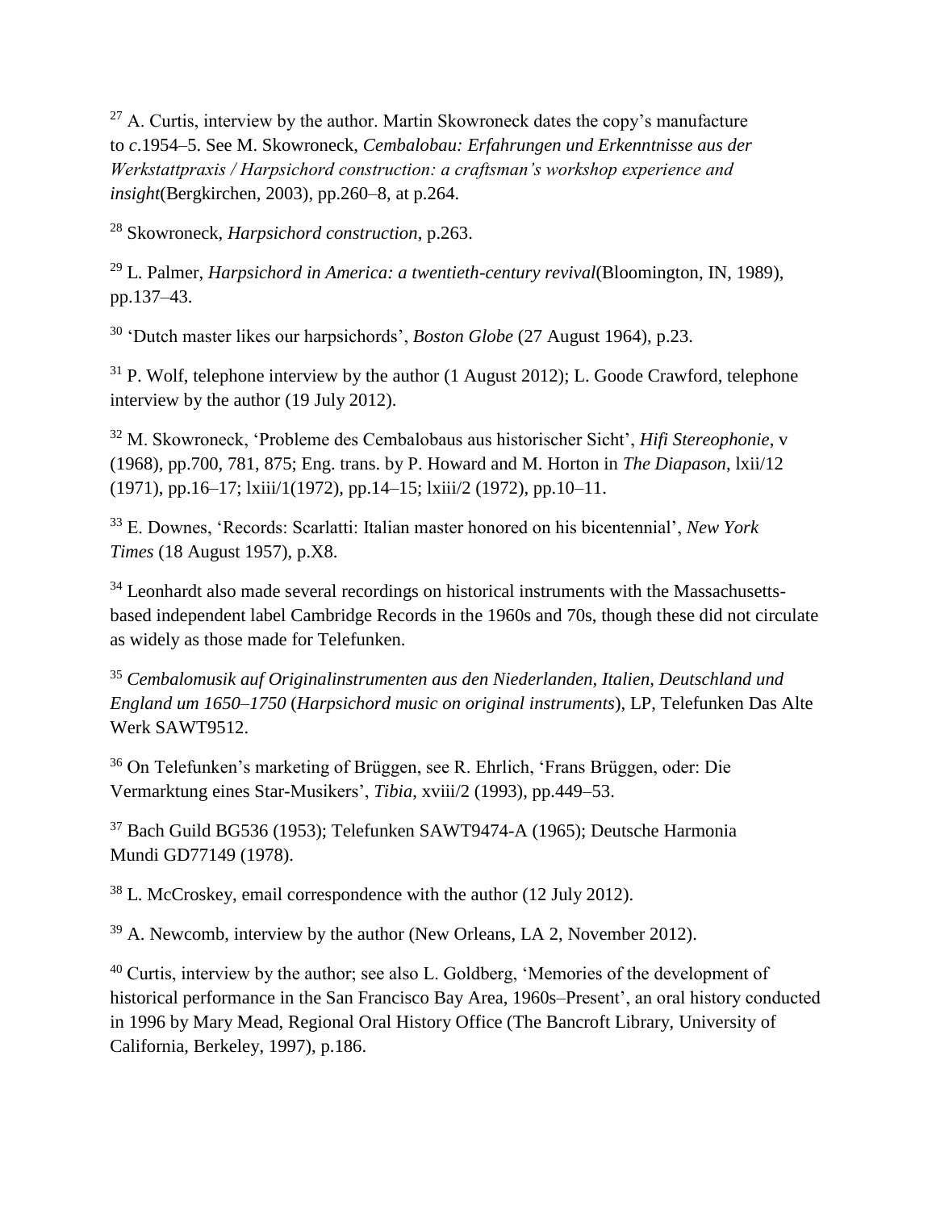[27] A. Curtis, interview by the author. Martin Skowroneck dates the copy's manufacture to *c*.1954–5. See M. Skowroneck, *Cembalobau: Erfahrungen und Erkenntnisse aus der Werkstattpraxis / Harpsichord construction: a craftsman's workshop experience and insight*(Bergkirchen, 2003), pp.260–8, at p.264.

[28] Skowroneck, *Harpsichord construction*, p.263.

[29] L. Palmer, *Harpsichord in America: a twentieth-century revival*(Bloomington, IN, 1989), pp.137–43.

[30] 'Dutch master likes our harpsichords', *Boston Globe* (27 August 1964), p.23.

[31] P. Wolf, telephone interview by the author (1 August 2012); L. Goode Crawford, telephone interview by the author (19 July 2012).

[32] M. Skowroneck, 'Probleme des Cembalobaus aus historischer Sicht', *Hifi Stereophonie*, v (1968), pp.700, 781, 875; Eng. trans. by P. Howard and M. Horton in *The Diapason*, lxii/12 (1971), pp.16–17; lxiii/1(1972), pp.14–15; lxiii/2 (1972), pp.10–11.

[33] E. Downes, 'Records: Scarlatti: Italian master honored on his bicentennial', *New York Times* (18 August 1957), p.X8.

[34] Leonhardt also made several recordings on historical instruments with the Massachusetts-based independent label Cambridge Records in the 1960s and 70s, though these did not circulate as widely as those made for Telefunken.

[35] *Cembalomusik auf Originalinstrumenten aus den Niederlanden, Italien, Deutschland und England um 1650–1750* (*Harpsichord music on original instruments*), LP, Telefunken Das Alte Werk SAWT9512.

[36] On Telefunken's marketing of Brüggen, see R. Ehrlich, 'Frans Brüggen, oder: Die Vermarktung eines Star-Musikers', *Tibia*, xviii/2 (1993), pp.449–53.

[37] Bach Guild BG536 (1953); Telefunken SAWT9474-A (1965); Deutsche Harmonia Mundi GD77149 (1978).

[38] L. McCroskey, email correspondence with the author (12 July 2012).

[39] A. Newcomb, interview by the author (New Orleans, LA 2, November 2012).

[40] Curtis, interview by the author; see also L. Goldberg, 'Memories of the development of historical performance in the San Francisco Bay Area, 1960s–Present', an oral history conducted in 1996 by Mary Mead, Regional Oral History Office (The Bancroft Library, University of California, Berkeley, 1997), p.186.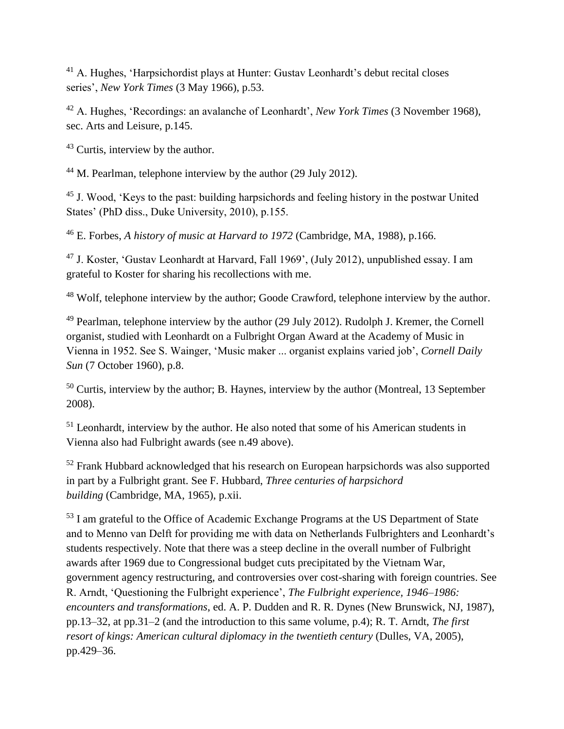[41] A. Hughes, 'Harpsichordist plays at Hunter: Gustav Leonhardt's debut recital closes series', *New York Times* (3 May 1966), p.53.

[42] A. Hughes, 'Recordings: an avalanche of Leonhardt', *New York Times* (3 November 1968), sec. Arts and Leisure, p.145.

[43] Curtis, interview by the author.

[44] M. Pearlman, telephone interview by the author (29 July 2012).

[45] J. Wood, 'Keys to the past: building harpsichords and feeling history in the postwar United States' (PhD diss., Duke University, 2010), p.155.

[46] E. Forbes, *A history of music at Harvard to 1972* (Cambridge, MA, 1988), p.166.

[47] J. Koster, 'Gustav Leonhardt at Harvard, Fall 1969', (July 2012), unpublished essay. I am grateful to Koster for sharing his recollections with me.

[48] Wolf, telephone interview by the author; Goode Crawford, telephone interview by the author.

[49] Pearlman, telephone interview by the author (29 July 2012). Rudolph J. Kremer, the Cornell organist, studied with Leonhardt on a Fulbright Organ Award at the Academy of Music in Vienna in 1952. See S. Wainger, 'Music maker ... organist explains varied job', *Cornell Daily Sun* (7 October 1960), p.8.

[50] Curtis, interview by the author; B. Haynes, interview by the author (Montreal, 13 September 2008).

[51] Leonhardt, interview by the author. He also noted that some of his American students in Vienna also had Fulbright awards (see n.49 above).

[52] Frank Hubbard acknowledged that his research on European harpsichords was also supported in part by a Fulbright grant. See F. Hubbard, *Three centuries of harpsichord building* (Cambridge, MA, 1965), p.xii.

[53] I am grateful to the Office of Academic Exchange Programs at the US Department of State and to Menno van Delft for providing me with data on Netherlands Fulbrighters and Leonhardt's students respectively. Note that there was a steep decline in the overall number of Fulbright awards after 1969 due to Congressional budget cuts precipitated by the Vietnam War, government agency restructuring, and controversies over cost-sharing with foreign countries. See R. Arndt, 'Questioning the Fulbright experience', *The Fulbright experience, 1946–1986: encounters and transformations*, ed. A. P. Dudden and R. R. Dynes (New Brunswick, NJ, 1987), pp.13–32, at pp.31–2 (and the introduction to this same volume, p.4); R. T. Arndt, *The first resort of kings: American cultural diplomacy in the twentieth century* (Dulles, VA, 2005), pp.429–36.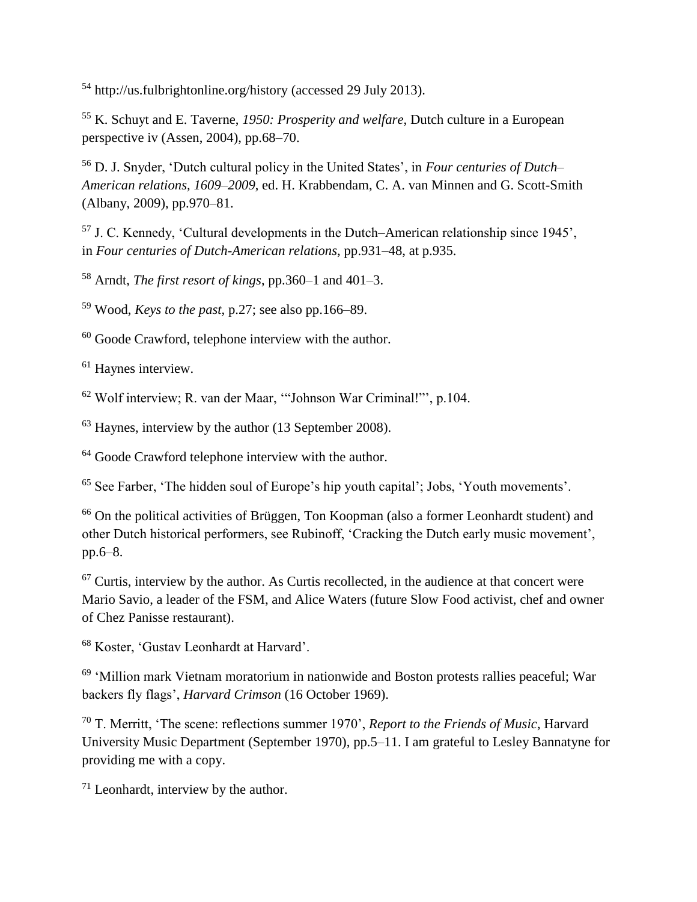[54] http://us.fulbrightonline.org/history (accessed 29 July 2013).

[55] K. Schuyt and E. Taverne, *1950: Prosperity and welfare*, Dutch culture in a European perspective iv (Assen, 2004), pp.68–70.

[56] D. J. Snyder, 'Dutch cultural policy in the United States', in *Four centuries of Dutch–American relations, 1609–2009*, ed. H. Krabbendam, C. A. van Minnen and G. Scott-Smith (Albany, 2009), pp.970–81.

[57] J. C. Kennedy, 'Cultural developments in the Dutch–American relationship since 1945', in *Four centuries of Dutch-American relations*, pp.931–48, at p.935.

[58] Arndt, *The first resort of kings*, pp.360–1 and 401–3.

[59] Wood, *Keys to the past*, p.27; see also pp.166–89.

[60] Goode Crawford, telephone interview with the author.

[61] Haynes interview.

[62] Wolf interview; R. van der Maar, '"Johnson War Criminal!"', p.104.

[63] Haynes, interview by the author (13 September 2008).

[64] Goode Crawford telephone interview with the author.

[65] See Farber, 'The hidden soul of Europe's hip youth capital'; Jobs, 'Youth movements'.

[66] On the political activities of Brüggen, Ton Koopman (also a former Leonhardt student) and other Dutch historical performers, see Rubinoff, 'Cracking the Dutch early music movement', pp.6–8.

[67] Curtis, interview by the author. As Curtis recollected, in the audience at that concert were Mario Savio, a leader of the FSM, and Alice Waters (future Slow Food activist, chef and owner of Chez Panisse restaurant).

[68] Koster, 'Gustav Leonhardt at Harvard'.

[69] 'Million mark Vietnam moratorium in nationwide and Boston protests rallies peaceful; War backers fly flags', *Harvard Crimson* (16 October 1969).

[70] T. Merritt, 'The scene: reflections summer 1970', *Report to the Friends of Music*, Harvard University Music Department (September 1970), pp.5–11. I am grateful to Lesley Bannatyne for providing me with a copy.

[71] Leonhardt, interview by the author.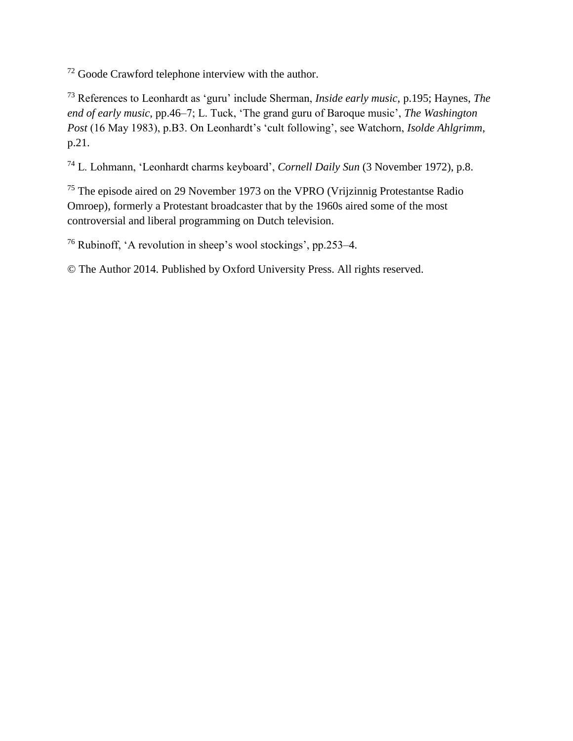[72] Goode Crawford telephone interview with the author.

[73] References to Leonhardt as 'guru' include Sherman, *Inside early music*, p.195; Haynes, *The end of early music*, pp.46–7; L. Tuck, 'The grand guru of Baroque music', *The Washington Post* (16 May 1983), p.B3. On Leonhardt's 'cult following', see Watchorn, *Isolde Ahlgrimm*, p.21.

[74] L. Lohmann, 'Leonhardt charms keyboard', *Cornell Daily Sun* (3 November 1972), p.8.

[75] The episode aired on 29 November 1973 on the VPRO (Vrijzinnig Protestantse Radio Omroep), formerly a Protestant broadcaster that by the 1960s aired some of the most controversial and liberal programming on Dutch television.

[76] Rubinoff, 'A revolution in sheep's wool stockings', pp.253–4.

© The Author 2014. Published by Oxford University Press. All rights reserved.